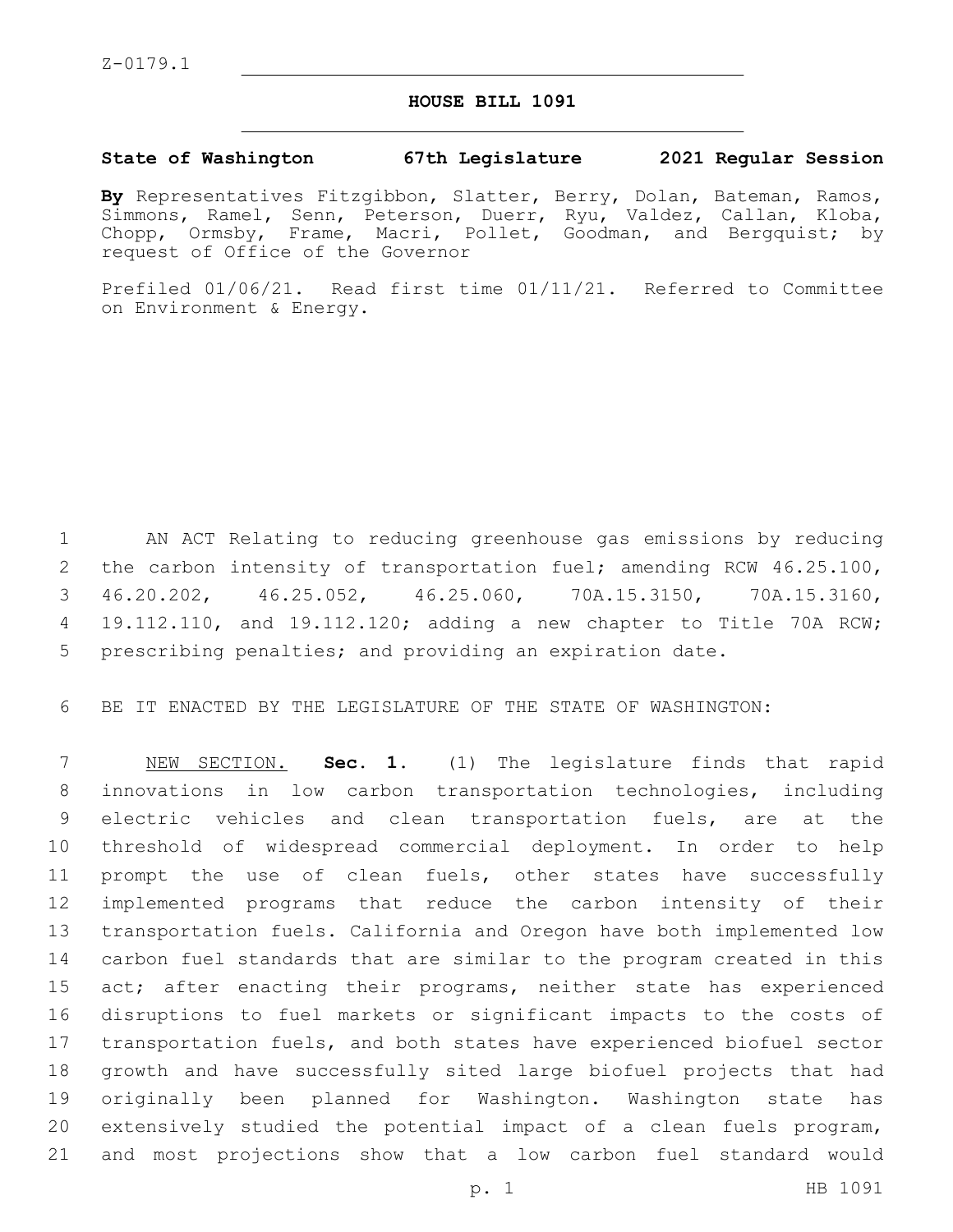Z-0179.1

# HOUSE BILL 1091

**State of Washington 67th Legislature 2021 Regular Session**

**By** Representatives Fitzgibbon, Slatter, Berry, Dolan, Bateman, Ramos, Simmons, Ramel, Senn, Peterson, Duerr, Ryu, Valdez, Callan, Kloba, Chopp, Ormsby, Frame, Macri, Pollet, Goodman, and Bergquist; by request of Office of the Governor

Prefiled 01/06/21. Read first time 01/11/21. Referred to Committee on Environment & Energy.

AN ACT Relating to reducing greenhouse gas emissions by reducing the carbon intensity of transportation fuel; amending RCW 46.25.100, 46.20.202, 46.25.052, 46.25.060, 70A.15.3150, 70A.15.3160, 19.112.110, and 19.112.120; adding a new chapter to Title 70A RCW; prescribing penalties; and providing an expiration date.

BE IT ENACTED BY THE LEGISLATURE OF THE STATE OF WASHINGTON:

NEW SECTION. **Sec. 1.** (1) The legislature finds that rapid innovations in low carbon transportation technologies, including electric vehicles and clean transportation fuels, are at the threshold of widespread commercial deployment. In order to help prompt the use of clean fuels, other states have successfully implemented programs that reduce the carbon intensity of their transportation fuels. California and Oregon have both implemented low carbon fuel standards that are similar to the program created in this act; after enacting their programs, neither state has experienced disruptions to fuel markets or significant impacts to the costs of transportation fuels, and both states have experienced biofuel sector growth and have successfully sited large biofuel projects that had originally been planned for Washington. Washington state has extensively studied the potential impact of a clean fuels program, and most projections show that a low carbon fuel standard would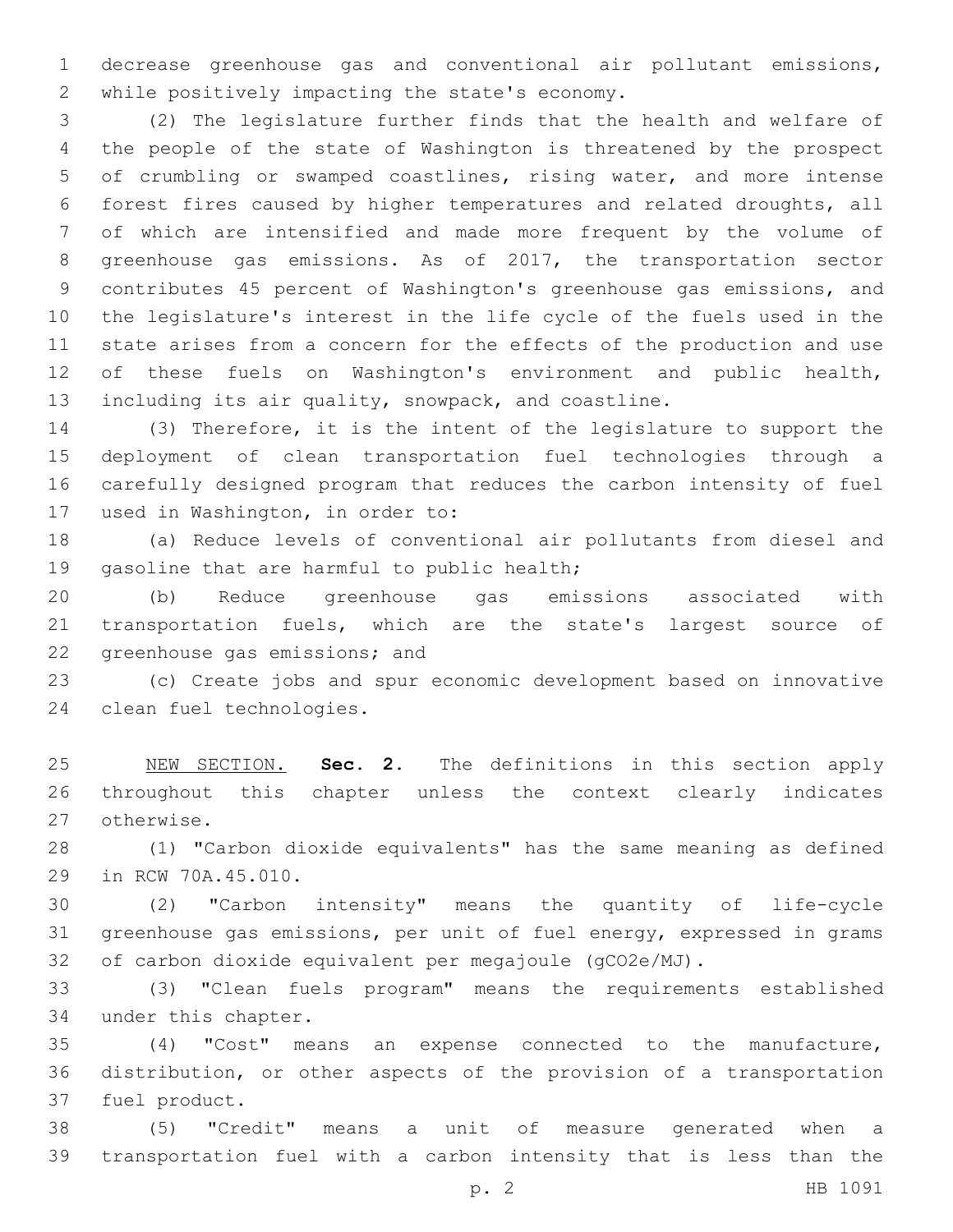decrease greenhouse gas and conventional air pollutant emissions, while positively impacting the state's economy.

(2) The legislature further finds that the health and welfare of the people of the state of Washington is threatened by the prospect of crumbling or swamped coastlines, rising water, and more intense forest fires caused by higher temperatures and related droughts, all of which are intensified and made more frequent by the volume of greenhouse gas emissions. As of 2017, the transportation sector contributes 45 percent of Washington's greenhouse gas emissions, and the legislature's interest in the life cycle of the fuels used in the state arises from a concern for the effects of the production and use of these fuels on Washington's environment and public health, including its air quality, snowpack, and coastline.

(3) Therefore, it is the intent of the legislature to support the deployment of clean transportation fuel technologies through a carefully designed program that reduces the carbon intensity of fuel used in Washington, in order to:

(a) Reduce levels of conventional air pollutants from diesel and gasoline that are harmful to public health;

(b) Reduce greenhouse gas emissions associated with transportation fuels, which are the state's largest source of greenhouse gas emissions; and

(c) Create jobs and spur economic development based on innovative clean fuel technologies.

NEW SECTION. **Sec. 2.** The definitions in this section apply throughout this chapter unless the context clearly indicates otherwise.

(1) "Carbon dioxide equivalents" has the same meaning as defined in RCW 70A.45.010.

(2) "Carbon intensity" means the quantity of life-cycle greenhouse gas emissions, per unit of fuel energy, expressed in grams of carbon dioxide equivalent per megajoule ($gCO_2e/MJ$).

(3) "Clean fuels program" means the requirements established under this chapter.

(4) "Cost" means an expense connected to the manufacture, distribution, or other aspects of the provision of a transportation fuel product.

(5) "Credit" means a unit of measure generated when a transportation fuel with a carbon intensity that is less than the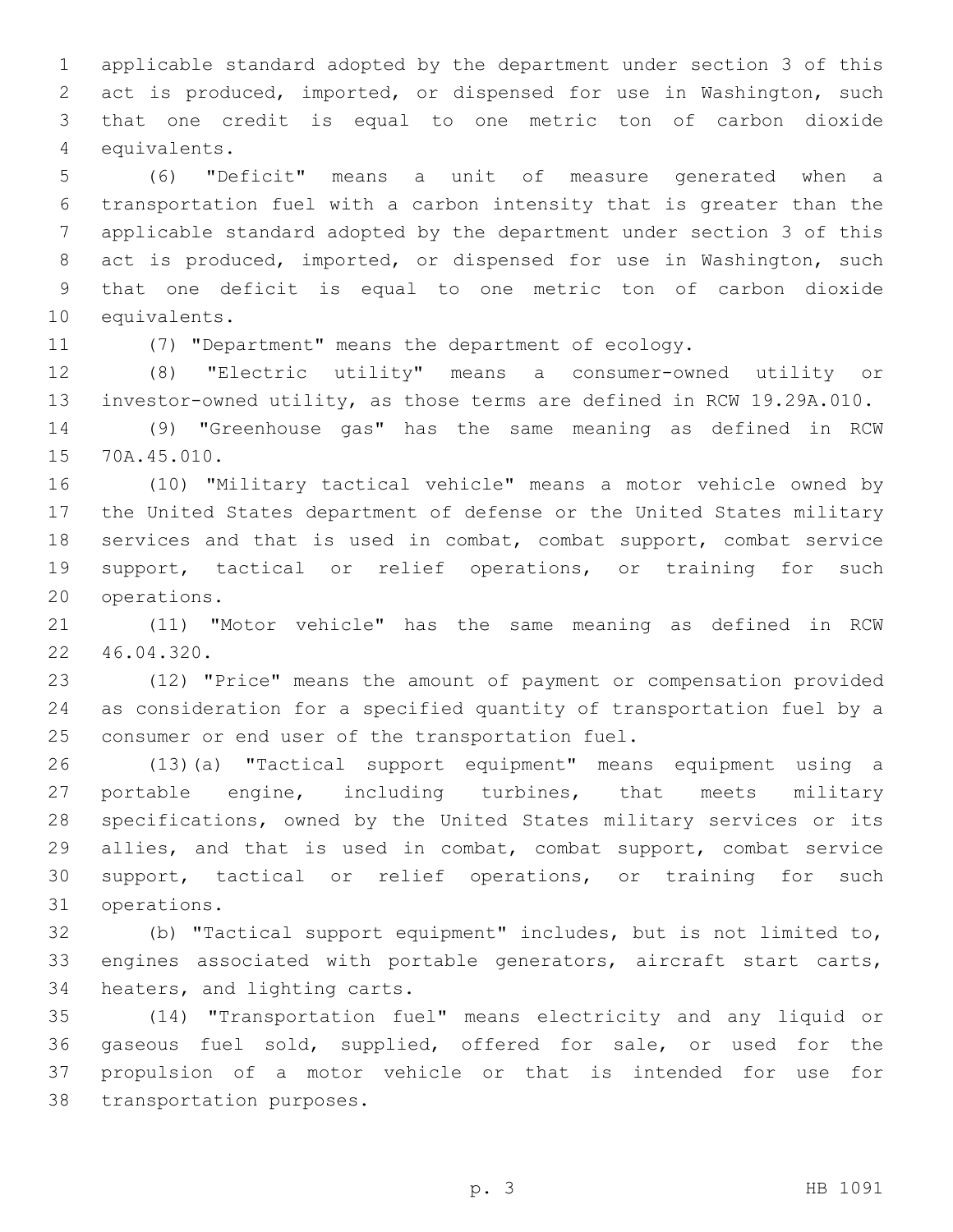applicable standard adopted by the department under section 3 of this act is produced, imported, or dispensed for use in Washington, such that one credit is equal to one metric ton of carbon dioxide equivalents.

(6) "Deficit" means a unit of measure generated when a transportation fuel with a carbon intensity that is greater than the applicable standard adopted by the department under section 3 of this act is produced, imported, or dispensed for use in Washington, such that one deficit is equal to one metric ton of carbon dioxide equivalents.

(7) "Department" means the department of ecology.

(8) "Electric utility" means a consumer-owned utility or investor-owned utility, as those terms are defined in RCW 19.29A.010.

(9) "Greenhouse gas" has the same meaning as defined in RCW 70A.45.010.

(10) "Military tactical vehicle" means a motor vehicle owned by the United States department of defense or the United States military services and that is used in combat, combat support, combat service support, tactical or relief operations, or training for such operations.

(11) "Motor vehicle" has the same meaning as defined in RCW 46.04.320.

(12) "Price" means the amount of payment or compensation provided as consideration for a specified quantity of transportation fuel by a consumer or end user of the transportation fuel.

(13)(a) "Tactical support equipment" means equipment using a portable engine, including turbines, that meets military specifications, owned by the United States military services or its allies, and that is used in combat, combat support, combat service support, tactical or relief operations, or training for such operations.

(b) "Tactical support equipment" includes, but is not limited to, engines associated with portable generators, aircraft start carts, heaters, and lighting carts.

(14) "Transportation fuel" means electricity and any liquid or gaseous fuel sold, supplied, offered for sale, or used for the propulsion of a motor vehicle or that is intended for use for transportation purposes.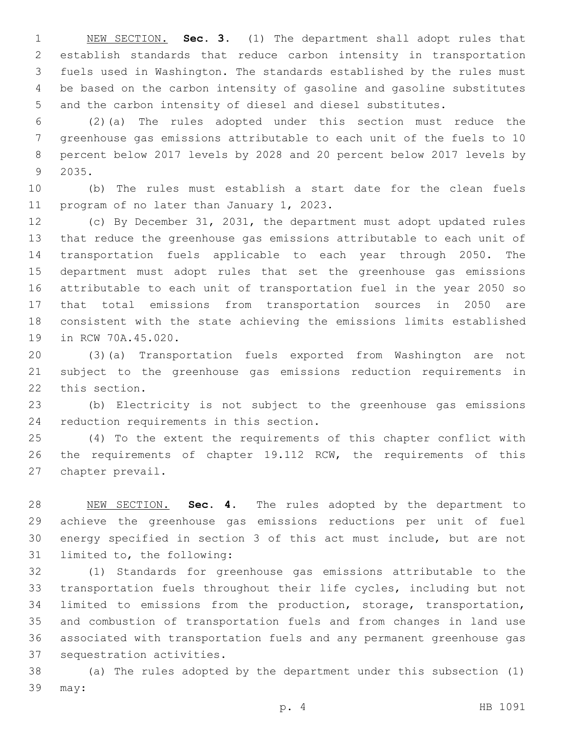NEW SECTION. **Sec. 3.** (1) The department shall adopt rules that establish standards that reduce carbon intensity in transportation fuels used in Washington. The standards established by the rules must be based on the carbon intensity of gasoline and gasoline substitutes and the carbon intensity of diesel and diesel substitutes.

(2)(a) The rules adopted under this section must reduce the greenhouse gas emissions attributable to each unit of the fuels to 10 percent below 2017 levels by 2028 and 20 percent below 2017 levels by 2035.

(b) The rules must establish a start date for the clean fuels program of no later than January 1, 2023.

(c) By December 31, 2031, the department must adopt updated rules that reduce the greenhouse gas emissions attributable to each unit of transportation fuels applicable to each year through 2050. The department must adopt rules that set the greenhouse gas emissions attributable to each unit of transportation fuel in the year 2050 so that total emissions from transportation sources in 2050 are consistent with the state achieving the emissions limits established in RCW 70A.45.020.

(3)(a) Transportation fuels exported from Washington are not subject to the greenhouse gas emissions reduction requirements in this section.

(b) Electricity is not subject to the greenhouse gas emissions reduction requirements in this section.

(4) To the extent the requirements of this chapter conflict with the requirements of chapter 19.112 RCW, the requirements of this chapter prevail.

NEW SECTION. **Sec. 4.** The rules adopted by the department to achieve the greenhouse gas emissions reductions per unit of fuel energy specified in section 3 of this act must include, but are not limited to, the following:

(1) Standards for greenhouse gas emissions attributable to the transportation fuels throughout their life cycles, including but not limited to emissions from the production, storage, transportation, and combustion of transportation fuels and from changes in land use associated with transportation fuels and any permanent greenhouse gas sequestration activities.

(a) The rules adopted by the department under this subsection (1) may: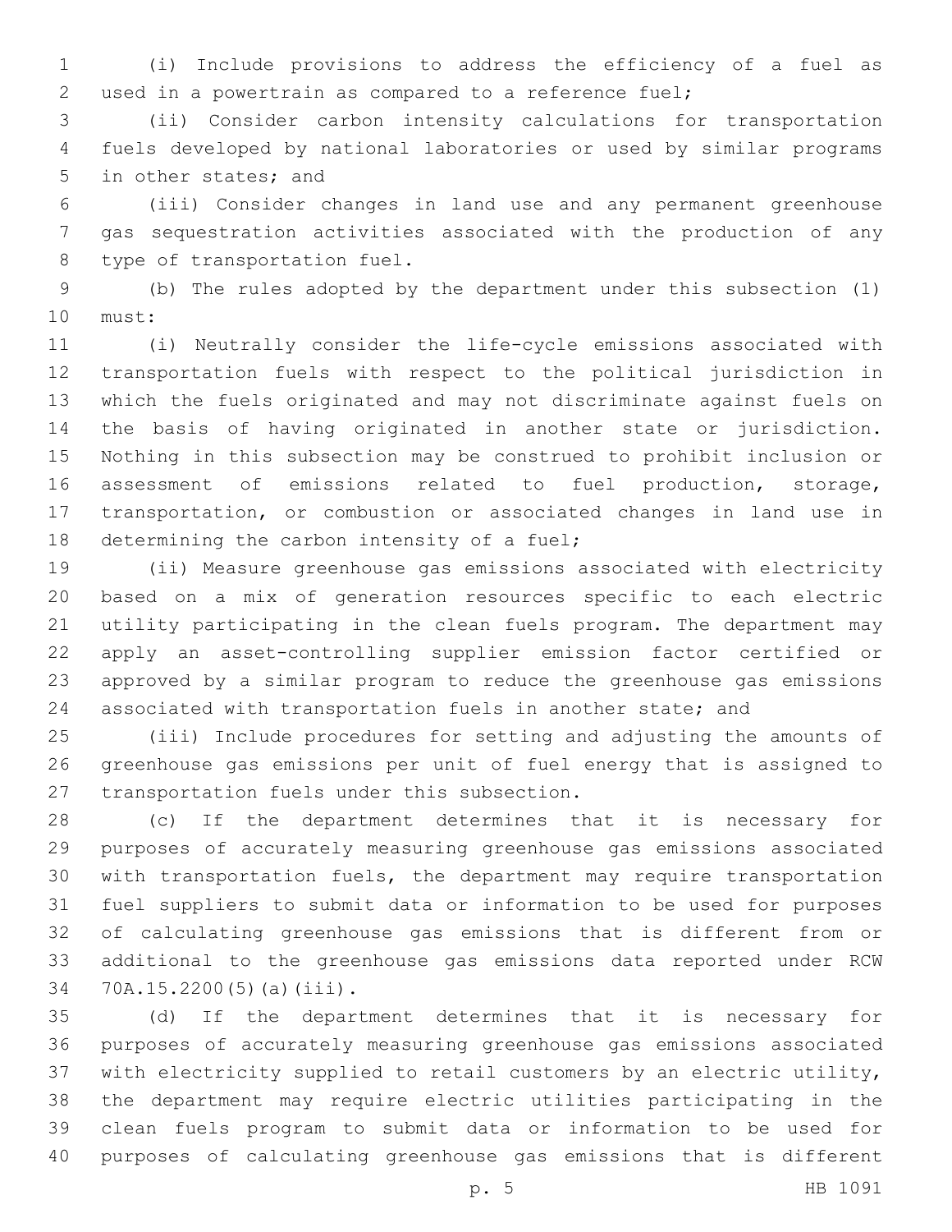(i) Include provisions to address the efficiency of a fuel as used in a powertrain as compared to a reference fuel;

(ii) Consider carbon intensity calculations for transportation fuels developed by national laboratories or used by similar programs in other states; and

(iii) Consider changes in land use and any permanent greenhouse gas sequestration activities associated with the production of any type of transportation fuel.

(b) The rules adopted by the department under this subsection (1) must:

(i) Neutrally consider the life-cycle emissions associated with transportation fuels with respect to the political jurisdiction in which the fuels originated and may not discriminate against fuels on the basis of having originated in another state or jurisdiction. Nothing in this subsection may be construed to prohibit inclusion or assessment of emissions related to fuel production, storage, transportation, or combustion or associated changes in land use in determining the carbon intensity of a fuel;

(ii) Measure greenhouse gas emissions associated with electricity based on a mix of generation resources specific to each electric utility participating in the clean fuels program. The department may apply an asset-controlling supplier emission factor certified or approved by a similar program to reduce the greenhouse gas emissions associated with transportation fuels in another state; and

(iii) Include procedures for setting and adjusting the amounts of greenhouse gas emissions per unit of fuel energy that is assigned to transportation fuels under this subsection.

(c) If the department determines that it is necessary for purposes of accurately measuring greenhouse gas emissions associated with transportation fuels, the department may require transportation fuel suppliers to submit data or information to be used for purposes of calculating greenhouse gas emissions that is different from or additional to the greenhouse gas emissions data reported under RCW 70A.15.2200(5)(a)(iii).

(d) If the department determines that it is necessary for purposes of accurately measuring greenhouse gas emissions associated with electricity supplied to retail customers by an electric utility, the department may require electric utilities participating in the clean fuels program to submit data or information to be used for purposes of calculating greenhouse gas emissions that is different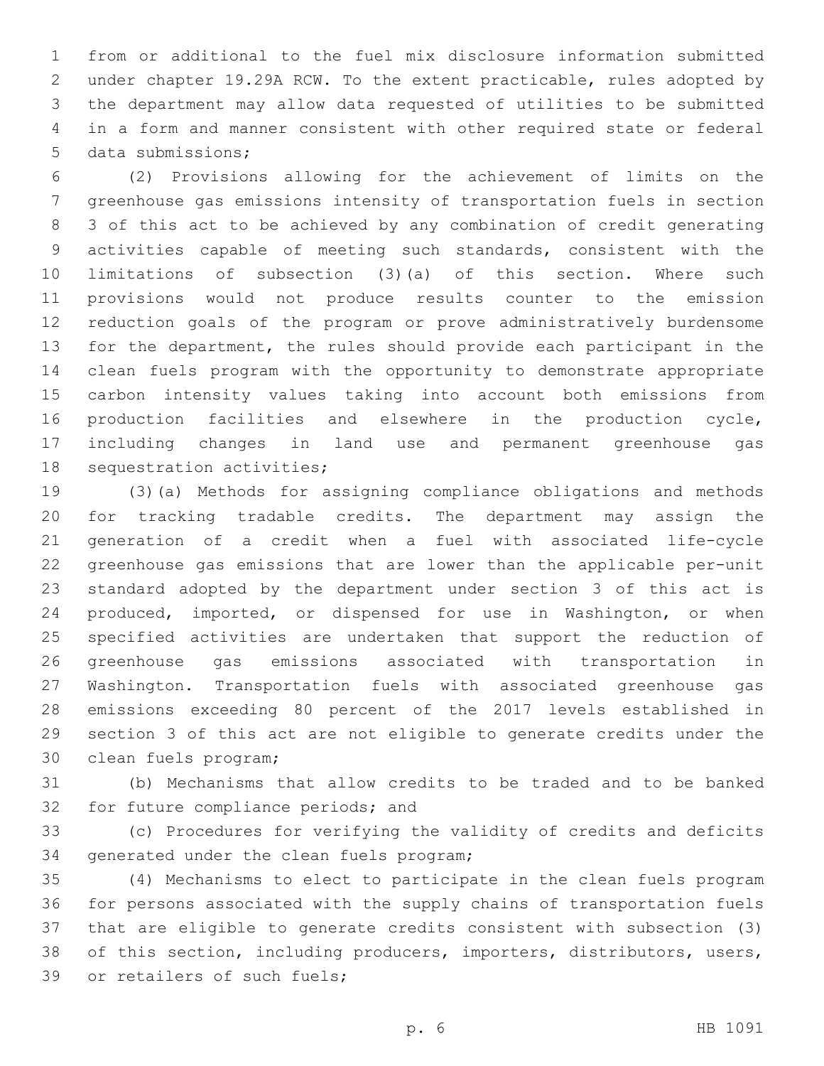from or additional to the fuel mix disclosure information submitted under chapter 19.29A RCW. To the extent practicable, rules adopted by the department may allow data requested of utilities to be submitted in a form and manner consistent with other required state or federal data submissions;

(2) Provisions allowing for the achievement of limits on the greenhouse gas emissions intensity of transportation fuels in section 3 of this act to be achieved by any combination of credit generating activities capable of meeting such standards, consistent with the limitations of subsection (3)(a) of this section. Where such provisions would not produce results counter to the emission reduction goals of the program or prove administratively burdensome for the department, the rules should provide each participant in the clean fuels program with the opportunity to demonstrate appropriate carbon intensity values taking into account both emissions from production facilities and elsewhere in the production cycle, including changes in land use and permanent greenhouse gas sequestration activities;

(3)(a) Methods for assigning compliance obligations and methods for tracking tradable credits. The department may assign the generation of a credit when a fuel with associated life-cycle greenhouse gas emissions that are lower than the applicable per-unit standard adopted by the department under section 3 of this act is produced, imported, or dispensed for use in Washington, or when specified activities are undertaken that support the reduction of greenhouse gas emissions associated with transportation in Washington. Transportation fuels with associated greenhouse gas emissions exceeding 80 percent of the 2017 levels established in section 3 of this act are not eligible to generate credits under the clean fuels program;

(b) Mechanisms that allow credits to be traded and to be banked for future compliance periods; and

(c) Procedures for verifying the validity of credits and deficits generated under the clean fuels program;

(4) Mechanisms to elect to participate in the clean fuels program for persons associated with the supply chains of transportation fuels that are eligible to generate credits consistent with subsection (3) of this section, including producers, importers, distributors, users, or retailers of such fuels;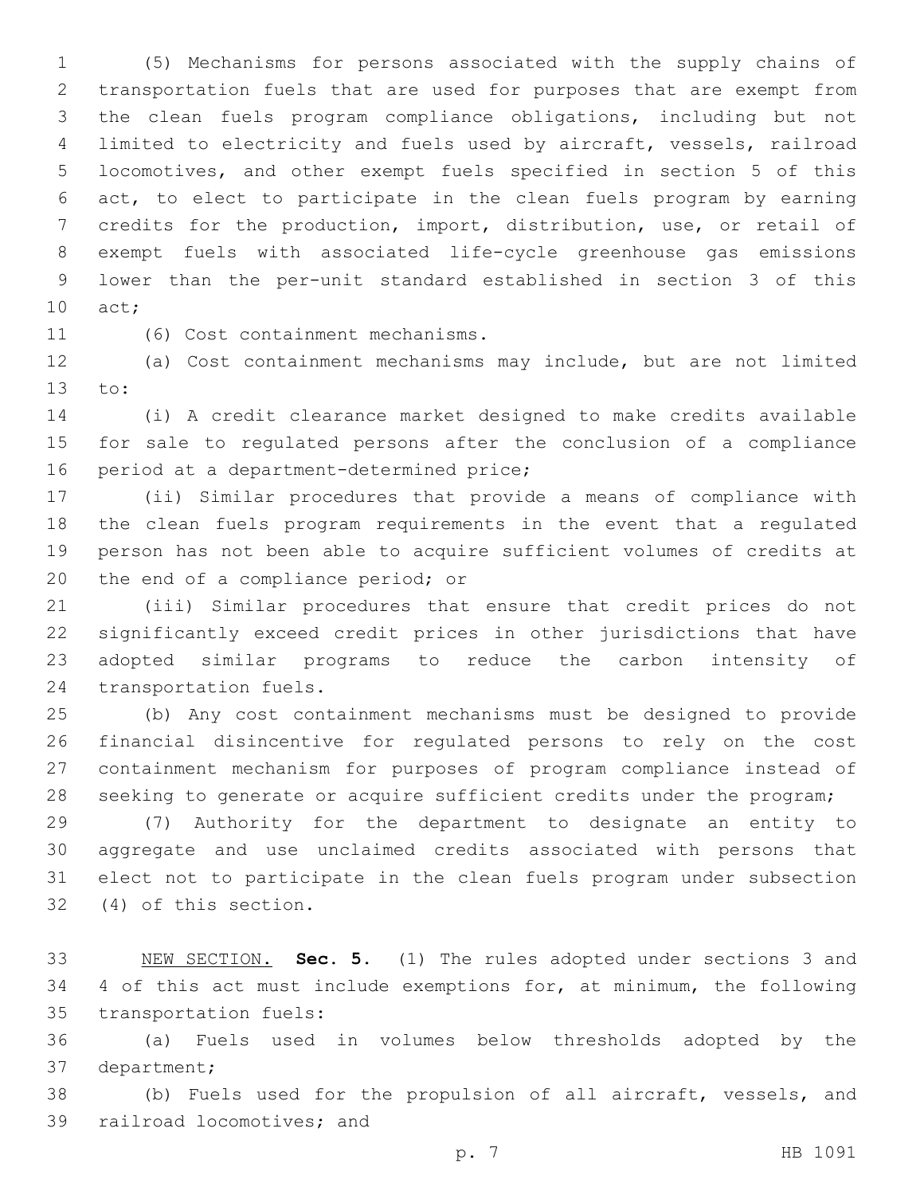(5) Mechanisms for persons associated with the supply chains of transportation fuels that are used for purposes that are exempt from the clean fuels program compliance obligations, including but not limited to electricity and fuels used by aircraft, vessels, railroad locomotives, and other exempt fuels specified in section 5 of this act, to elect to participate in the clean fuels program by earning credits for the production, import, distribution, use, or retail of exempt fuels with associated life-cycle greenhouse gas emissions lower than the per-unit standard established in section 3 of this act;

(6) Cost containment mechanisms.

(a) Cost containment mechanisms may include, but are not limited to:

(i) A credit clearance market designed to make credits available for sale to regulated persons after the conclusion of a compliance period at a department-determined price;

(ii) Similar procedures that provide a means of compliance with the clean fuels program requirements in the event that a regulated person has not been able to acquire sufficient volumes of credits at the end of a compliance period; or

(iii) Similar procedures that ensure that credit prices do not significantly exceed credit prices in other jurisdictions that have adopted similar programs to reduce the carbon intensity of transportation fuels.

(b) Any cost containment mechanisms must be designed to provide financial disincentive for regulated persons to rely on the cost containment mechanism for purposes of program compliance instead of seeking to generate or acquire sufficient credits under the program;

(7) Authority for the department to designate an entity to aggregate and use unclaimed credits associated with persons that elect not to participate in the clean fuels program under subsection (4) of this section.

NEW SECTION. **Sec. 5.** (1) The rules adopted under sections 3 and 4 of this act must include exemptions for, at minimum, the following transportation fuels:

(a) Fuels used in volumes below thresholds adopted by the department;

(b) Fuels used for the propulsion of all aircraft, vessels, and railroad locomotives; and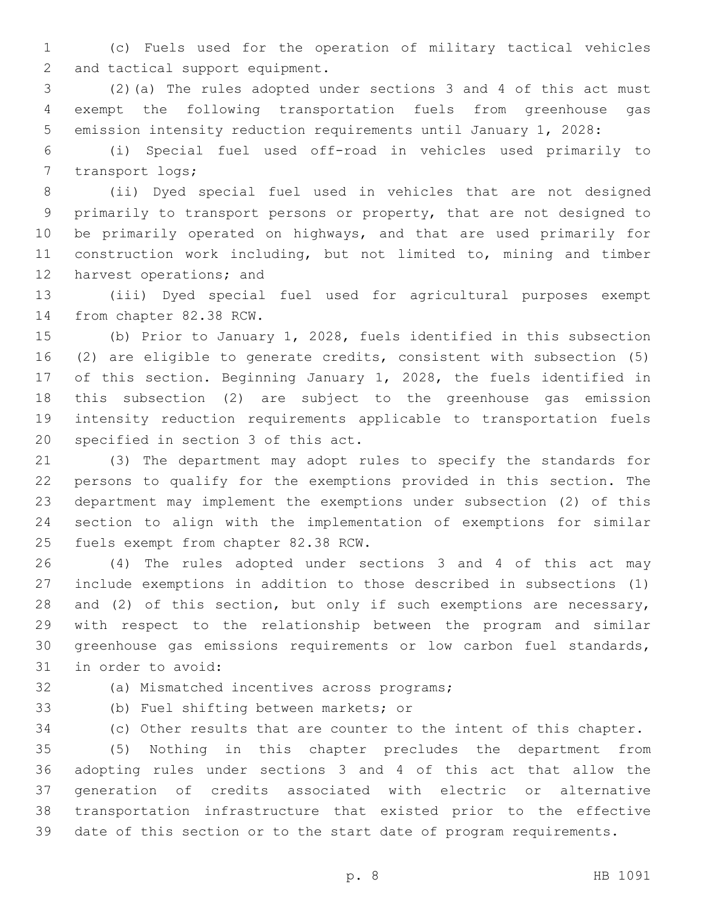(c) Fuels used for the operation of military tactical vehicles and tactical support equipment.

(2)(a) The rules adopted under sections 3 and 4 of this act must exempt the following transportation fuels from greenhouse gas emission intensity reduction requirements until January 1, 2028:

(i) Special fuel used off-road in vehicles used primarily to transport logs;

(ii) Dyed special fuel used in vehicles that are not designed primarily to transport persons or property, that are not designed to be primarily operated on highways, and that are used primarily for construction work including, but not limited to, mining and timber harvest operations; and

(iii) Dyed special fuel used for agricultural purposes exempt from chapter 82.38 RCW.

(b) Prior to January 1, 2028, fuels identified in this subsection (2) are eligible to generate credits, consistent with subsection (5) of this section. Beginning January 1, 2028, the fuels identified in this subsection (2) are subject to the greenhouse gas emission intensity reduction requirements applicable to transportation fuels specified in section 3 of this act.

(3) The department may adopt rules to specify the standards for persons to qualify for the exemptions provided in this section. The department may implement the exemptions under subsection (2) of this section to align with the implementation of exemptions for similar fuels exempt from chapter 82.38 RCW.

(4) The rules adopted under sections 3 and 4 of this act may include exemptions in addition to those described in subsections (1) and (2) of this section, but only if such exemptions are necessary, with respect to the relationship between the program and similar greenhouse gas emissions requirements or low carbon fuel standards, in order to avoid:

(a) Mismatched incentives across programs;

(b) Fuel shifting between markets; or

(c) Other results that are counter to the intent of this chapter.

(5) Nothing in this chapter precludes the department from adopting rules under sections 3 and 4 of this act that allow the generation of credits associated with electric or alternative transportation infrastructure that existed prior to the effective date of this section or to the start date of program requirements.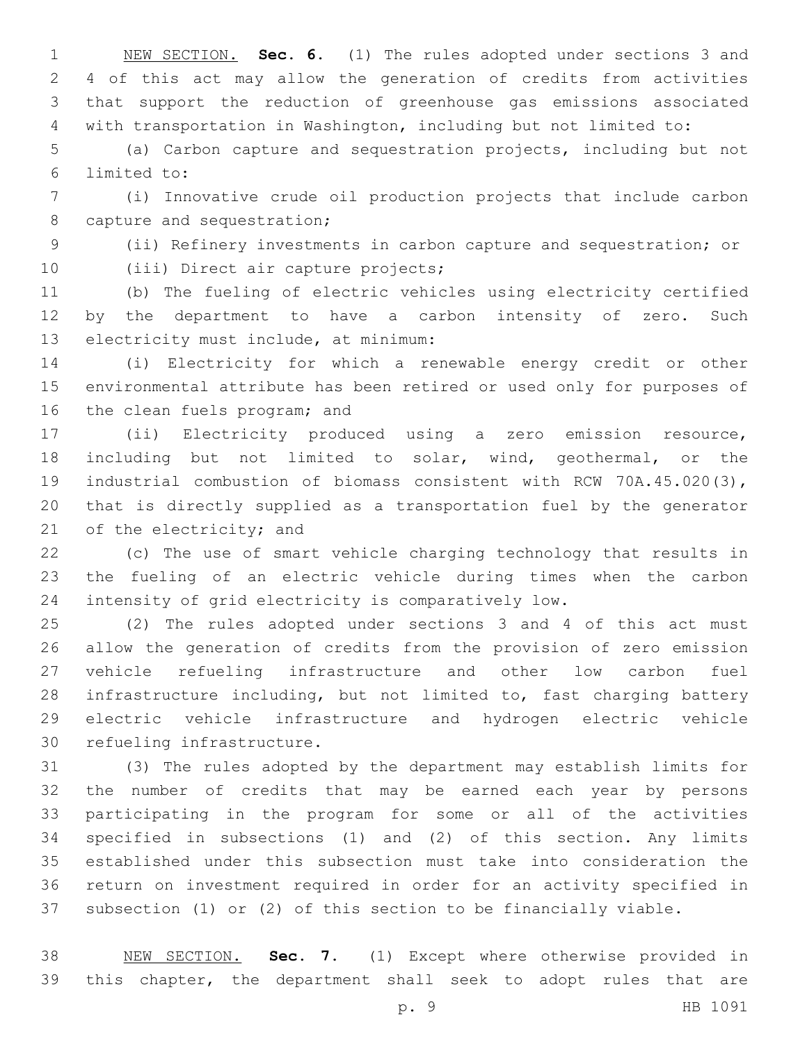NEW SECTION. **Sec. 6.** (1) The rules adopted under sections 3 and 4 of this act may allow the generation of credits from activities that support the reduction of greenhouse gas emissions associated with transportation in Washington, including but not limited to:

(a) Carbon capture and sequestration projects, including but not limited to:

(i) Innovative crude oil production projects that include carbon capture and sequestration;

(ii) Refinery investments in carbon capture and sequestration; or

(iii) Direct air capture projects;

(b) The fueling of electric vehicles using electricity certified by the department to have a carbon intensity of zero. Such electricity must include, at minimum:

(i) Electricity for which a renewable energy credit or other environmental attribute has been retired or used only for purposes of the clean fuels program; and

(ii) Electricity produced using a zero emission resource, including but not limited to solar, wind, geothermal, or the industrial combustion of biomass consistent with RCW 70A.45.020(3), that is directly supplied as a transportation fuel by the generator of the electricity; and

(c) The use of smart vehicle charging technology that results in the fueling of an electric vehicle during times when the carbon intensity of grid electricity is comparatively low.

(2) The rules adopted under sections 3 and 4 of this act must allow the generation of credits from the provision of zero emission vehicle refueling infrastructure and other low carbon fuel infrastructure including, but not limited to, fast charging battery electric vehicle infrastructure and hydrogen electric vehicle refueling infrastructure.

(3) The rules adopted by the department may establish limits for the number of credits that may be earned each year by persons participating in the program for some or all of the activities specified in subsections (1) and (2) of this section. Any limits established under this subsection must take into consideration the return on investment required in order for an activity specified in subsection (1) or (2) of this section to be financially viable.

NEW SECTION. **Sec. 7.** (1) Except where otherwise provided in this chapter, the department shall seek to adopt rules that are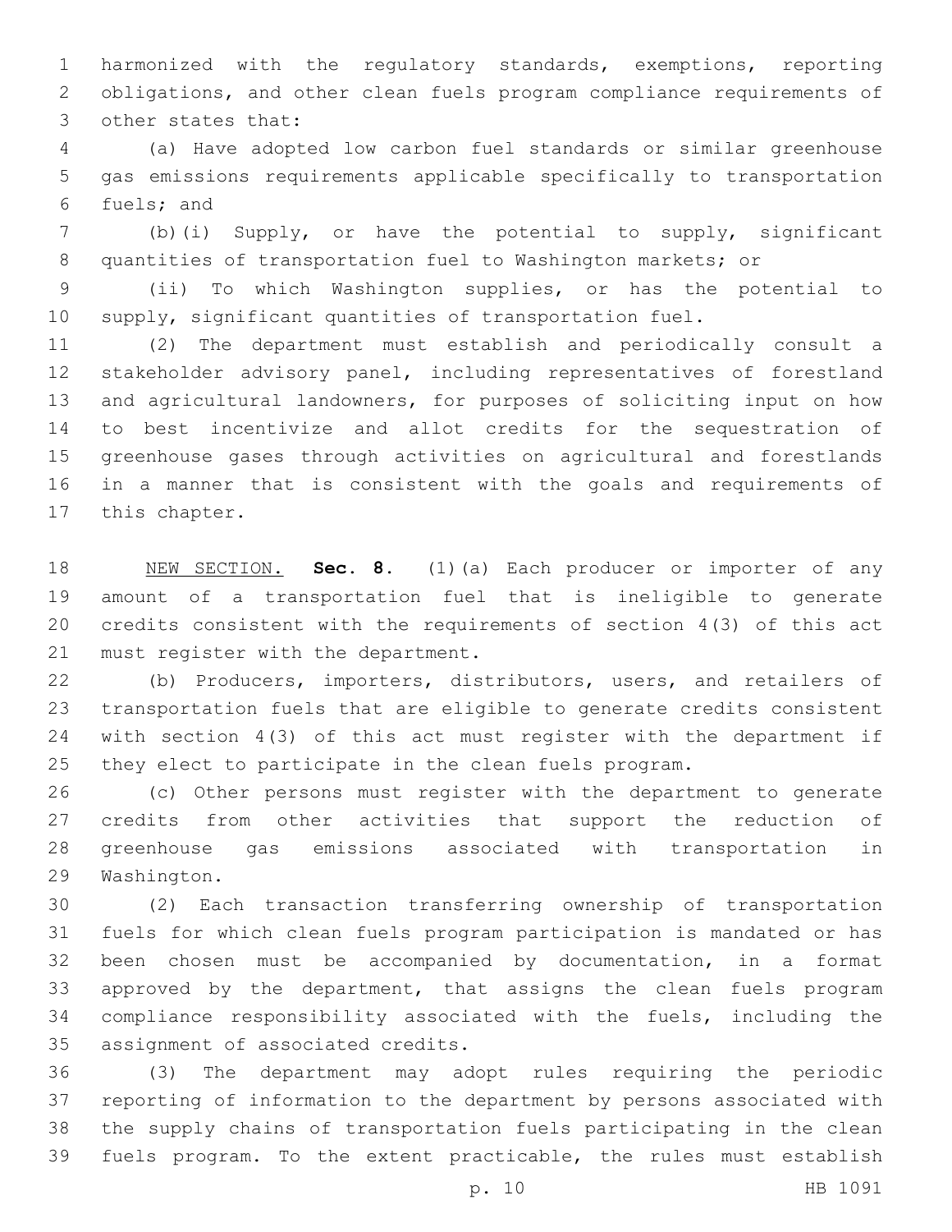harmonized with the regulatory standards, exemptions, reporting obligations, and other clean fuels program compliance requirements of other states that:

(a) Have adopted low carbon fuel standards or similar greenhouse gas emissions requirements applicable specifically to transportation fuels; and

(b)(i) Supply, or have the potential to supply, significant quantities of transportation fuel to Washington markets; or

(ii) To which Washington supplies, or has the potential to supply, significant quantities of transportation fuel.

(2) The department must establish and periodically consult a stakeholder advisory panel, including representatives of forestland and agricultural landowners, for purposes of soliciting input on how to best incentivize and allot credits for the sequestration of greenhouse gases through activities on agricultural and forestlands in a manner that is consistent with the goals and requirements of this chapter.

NEW SECTION. **Sec. 8.** (1)(a) Each producer or importer of any amount of a transportation fuel that is ineligible to generate credits consistent with the requirements of section 4(3) of this act must register with the department.

(b) Producers, importers, distributors, users, and retailers of transportation fuels that are eligible to generate credits consistent with section 4(3) of this act must register with the department if they elect to participate in the clean fuels program.

(c) Other persons must register with the department to generate credits from other activities that support the reduction of greenhouse gas emissions associated with transportation in Washington.

(2) Each transaction transferring ownership of transportation fuels for which clean fuels program participation is mandated or has been chosen must be accompanied by documentation, in a format approved by the department, that assigns the clean fuels program compliance responsibility associated with the fuels, including the assignment of associated credits.

(3) The department may adopt rules requiring the periodic reporting of information to the department by persons associated with the supply chains of transportation fuels participating in the clean fuels program. To the extent practicable, the rules must establish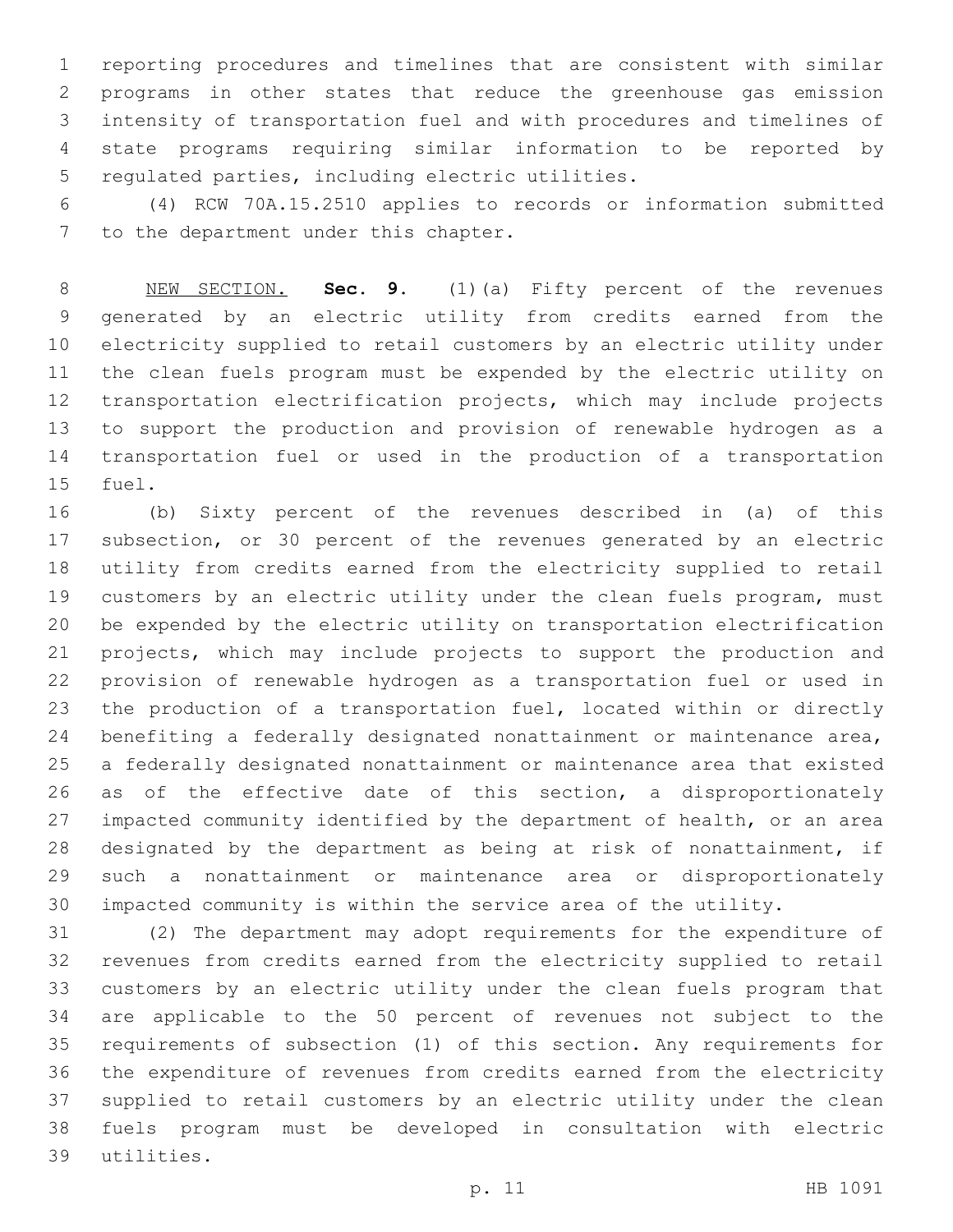reporting procedures and timelines that are consistent with similar programs in other states that reduce the greenhouse gas emission intensity of transportation fuel and with procedures and timelines of state programs requiring similar information to be reported by regulated parties, including electric utilities.

(4) RCW 70A.15.2510 applies to records or information submitted to the department under this chapter.

NEW SECTION. **Sec. 9.** (1)(a) Fifty percent of the revenues generated by an electric utility from credits earned from the electricity supplied to retail customers by an electric utility under the clean fuels program must be expended by the electric utility on transportation electrification projects, which may include projects to support the production and provision of renewable hydrogen as a transportation fuel or used in the production of a transportation fuel.

(b) Sixty percent of the revenues described in (a) of this subsection, or 30 percent of the revenues generated by an electric utility from credits earned from the electricity supplied to retail customers by an electric utility under the clean fuels program, must be expended by the electric utility on transportation electrification projects, which may include projects to support the production and provision of renewable hydrogen as a transportation fuel or used in the production of a transportation fuel, located within or directly benefiting a federally designated nonattainment or maintenance area, a federally designated nonattainment or maintenance area that existed as of the effective date of this section, a disproportionately impacted community identified by the department of health, or an area designated by the department as being at risk of nonattainment, if such a nonattainment or maintenance area or disproportionately impacted community is within the service area of the utility.

(2) The department may adopt requirements for the expenditure of revenues from credits earned from the electricity supplied to retail customers by an electric utility under the clean fuels program that are applicable to the 50 percent of revenues not subject to the requirements of subsection (1) of this section. Any requirements for the expenditure of revenues from credits earned from the electricity supplied to retail customers by an electric utility under the clean fuels program must be developed in consultation with electric utilities.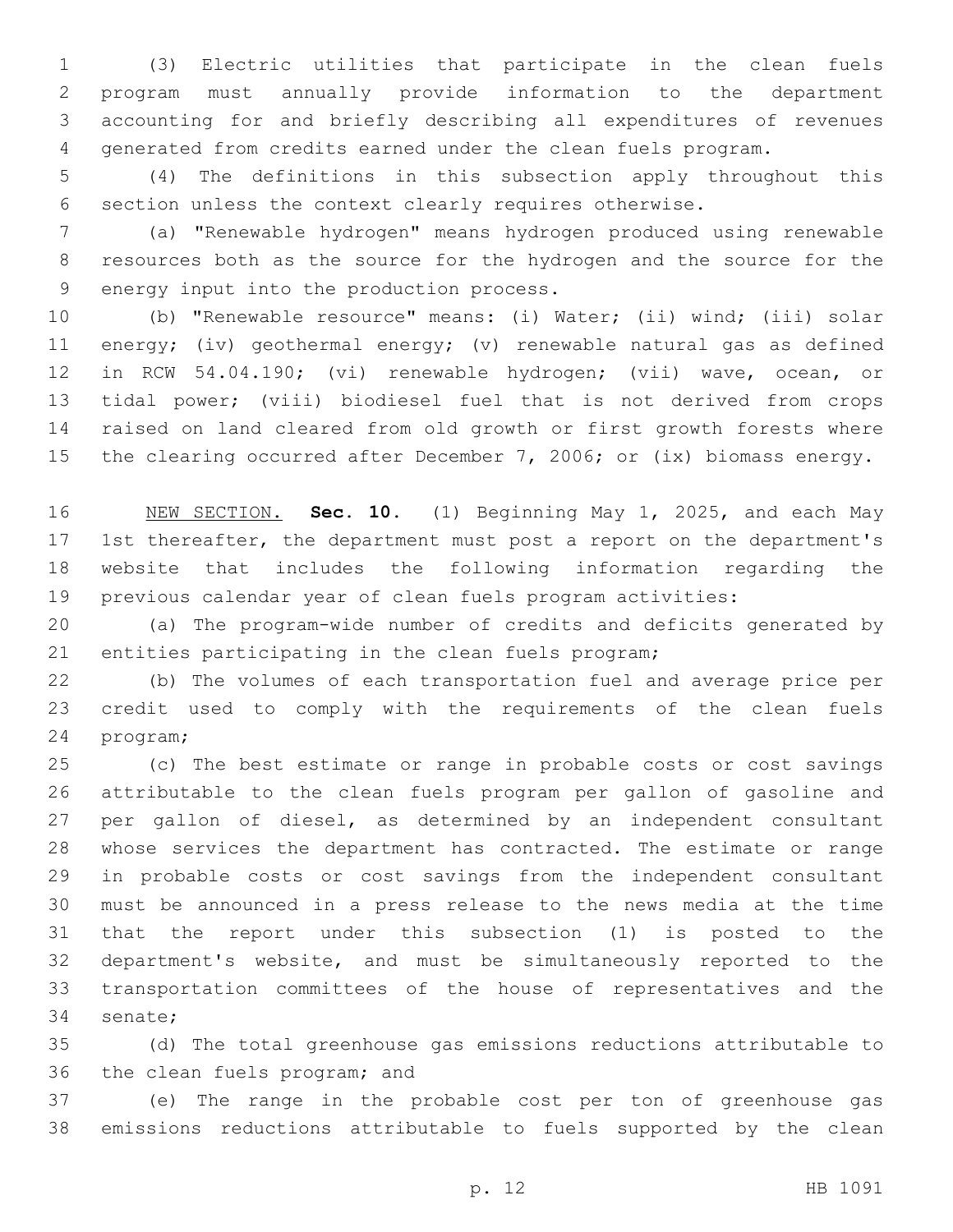(3) Electric utilities that participate in the clean fuels program must annually provide information to the department accounting for and briefly describing all expenditures of revenues generated from credits earned under the clean fuels program.

(4) The definitions in this subsection apply throughout this section unless the context clearly requires otherwise.

(a) "Renewable hydrogen" means hydrogen produced using renewable resources both as the source for the hydrogen and the source for the energy input into the production process.

(b) "Renewable resource" means: (i) Water; (ii) wind; (iii) solar energy; (iv) geothermal energy; (v) renewable natural gas as defined in RCW 54.04.190; (vi) renewable hydrogen; (vii) wave, ocean, or tidal power; (viii) biodiesel fuel that is not derived from crops raised on land cleared from old growth or first growth forests where the clearing occurred after December 7, 2006; or (ix) biomass energy.

NEW SECTION. **Sec. 10.** (1) Beginning May 1, 2025, and each May 1st thereafter, the department must post a report on the department's website that includes the following information regarding the previous calendar year of clean fuels program activities:

(a) The program-wide number of credits and deficits generated by entities participating in the clean fuels program;

(b) The volumes of each transportation fuel and average price per credit used to comply with the requirements of the clean fuels program;

(c) The best estimate or range in probable costs or cost savings attributable to the clean fuels program per gallon of gasoline and per gallon of diesel, as determined by an independent consultant whose services the department has contracted. The estimate or range in probable costs or cost savings from the independent consultant must be announced in a press release to the news media at the time that the report under this subsection (1) is posted to the department's website, and must be simultaneously reported to the transportation committees of the house of representatives and the senate;

(d) The total greenhouse gas emissions reductions attributable to the clean fuels program; and

(e) The range in the probable cost per ton of greenhouse gas emissions reductions attributable to fuels supported by the clean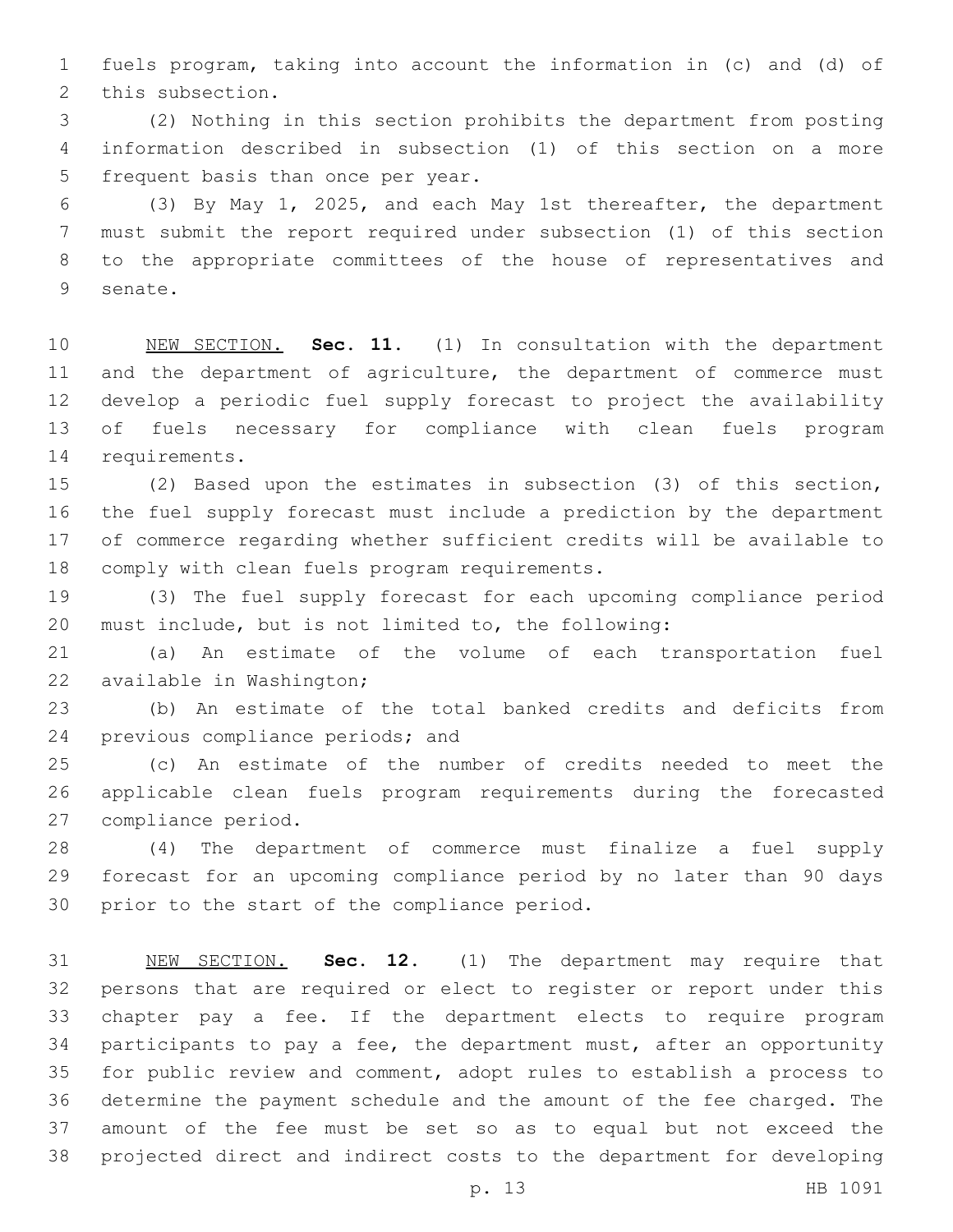fuels program, taking into account the information in (c) and (d) of this subsection.

(2) Nothing in this section prohibits the department from posting information described in subsection (1) of this section on a more frequent basis than once per year.

(3) By May 1, 2025, and each May 1st thereafter, the department must submit the report required under subsection (1) of this section to the appropriate committees of the house of representatives and senate.

NEW SECTION. **Sec. 11.** (1) In consultation with the department and the department of agriculture, the department of commerce must develop a periodic fuel supply forecast to project the availability of fuels necessary for compliance with clean fuels program requirements.

(2) Based upon the estimates in subsection (3) of this section, the fuel supply forecast must include a prediction by the department of commerce regarding whether sufficient credits will be available to comply with clean fuels program requirements.

(3) The fuel supply forecast for each upcoming compliance period must include, but is not limited to, the following:

(a) An estimate of the volume of each transportation fuel available in Washington;

(b) An estimate of the total banked credits and deficits from previous compliance periods; and

(c) An estimate of the number of credits needed to meet the applicable clean fuels program requirements during the forecasted compliance period.

(4) The department of commerce must finalize a fuel supply forecast for an upcoming compliance period by no later than 90 days prior to the start of the compliance period.

NEW SECTION. **Sec. 12.** (1) The department may require that persons that are required or elect to register or report under this chapter pay a fee. If the department elects to require program participants to pay a fee, the department must, after an opportunity for public review and comment, adopt rules to establish a process to determine the payment schedule and the amount of the fee charged. The amount of the fee must be set so as to equal but not exceed the projected direct and indirect costs to the department for developing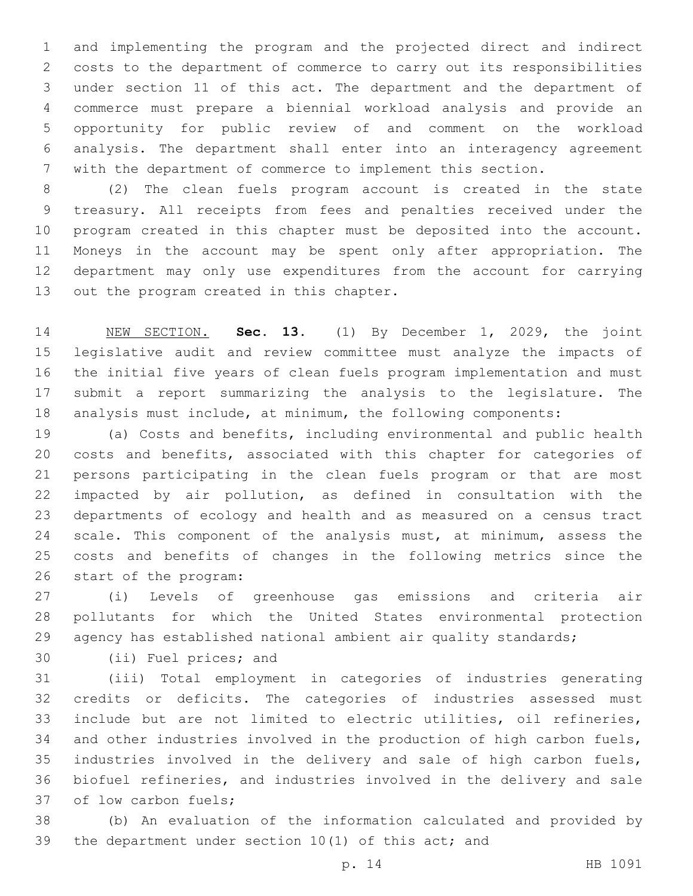and implementing the program and the projected direct and indirect costs to the department of commerce to carry out its responsibilities under section 11 of this act. The department and the department of commerce must prepare a biennial workload analysis and provide an opportunity for public review of and comment on the workload analysis. The department shall enter into an interagency agreement with the department of commerce to implement this section.

(2) The clean fuels program account is created in the state treasury. All receipts from fees and penalties received under the program created in this chapter must be deposited into the account. Moneys in the account may be spent only after appropriation. The department may only use expenditures from the account for carrying out the program created in this chapter.

NEW SECTION. **Sec. 13.** (1) By December 1, 2029, the joint legislative audit and review committee must analyze the impacts of the initial five years of clean fuels program implementation and must submit a report summarizing the analysis to the legislature. The analysis must include, at minimum, the following components:

(a) Costs and benefits, including environmental and public health costs and benefits, associated with this chapter for categories of persons participating in the clean fuels program or that are most impacted by air pollution, as defined in consultation with the departments of ecology and health and as measured on a census tract scale. This component of the analysis must, at minimum, assess the costs and benefits of changes in the following metrics since the start of the program:

(i) Levels of greenhouse gas emissions and criteria air pollutants for which the United States environmental protection agency has established national ambient air quality standards;

(ii) Fuel prices; and

(iii) Total employment in categories of industries generating credits or deficits. The categories of industries assessed must include but are not limited to electric utilities, oil refineries, and other industries involved in the production of high carbon fuels, industries involved in the delivery and sale of high carbon fuels, biofuel refineries, and industries involved in the delivery and sale of low carbon fuels;

(b) An evaluation of the information calculated and provided by the department under section 10(1) of this act; and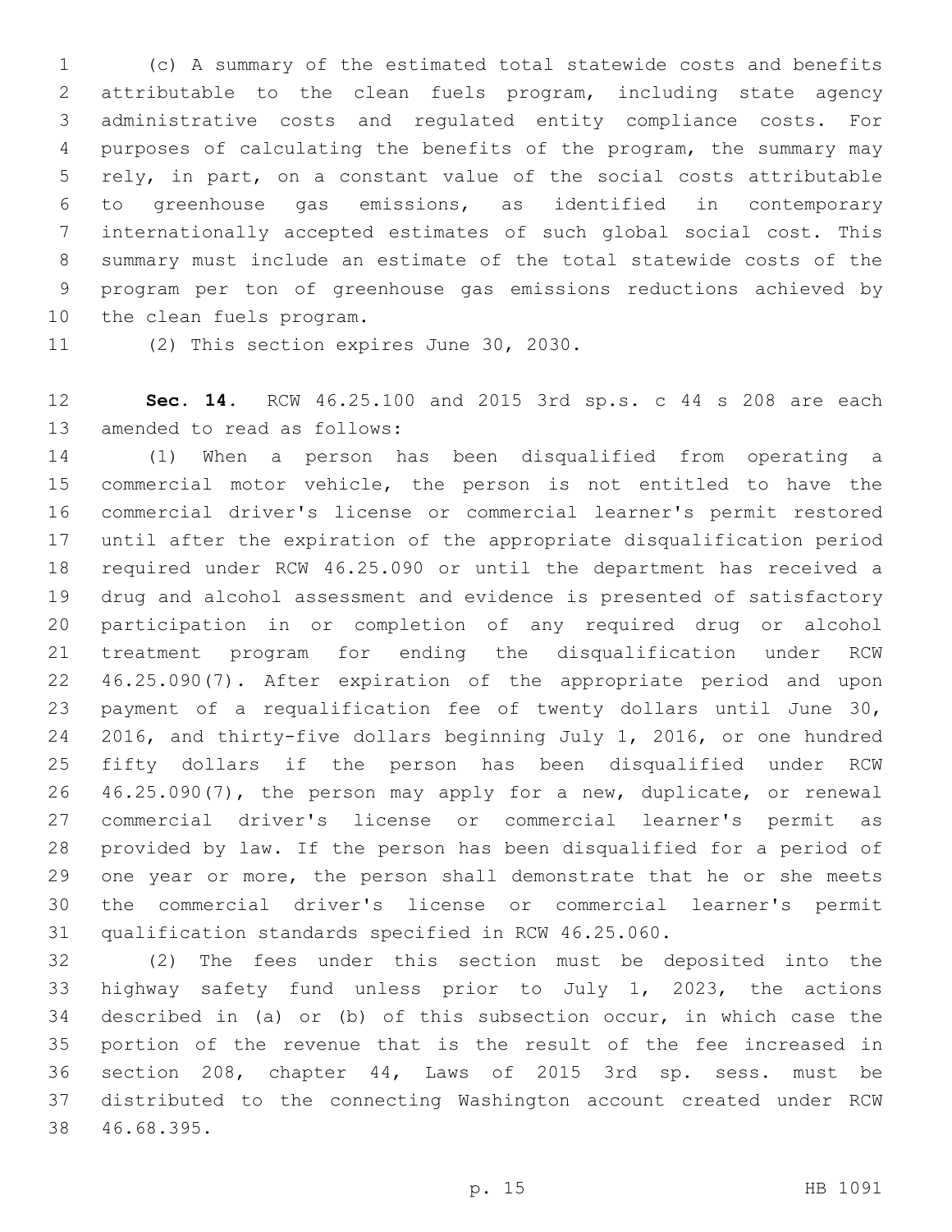(c) A summary of the estimated total statewide costs and benefits attributable to the clean fuels program, including state agency administrative costs and regulated entity compliance costs. For purposes of calculating the benefits of the program, the summary may rely, in part, on a constant value of the social costs attributable to greenhouse gas emissions, as identified in contemporary internationally accepted estimates of such global social cost. This summary must include an estimate of the total statewide costs of the program per ton of greenhouse gas emissions reductions achieved by the clean fuels program.

(2) This section expires June 30, 2030.

**Sec. 14.** RCW 46.25.100 and 2015 3rd sp.s. c 44 s 208 are each amended to read as follows:

(1) When a person has been disqualified from operating a commercial motor vehicle, the person is not entitled to have the commercial driver's license or commercial learner's permit restored until after the expiration of the appropriate disqualification period required under RCW 46.25.090 or until the department has received a drug and alcohol assessment and evidence is presented of satisfactory participation in or completion of any required drug or alcohol treatment program for ending the disqualification under RCW 46.25.090(7). After expiration of the appropriate period and upon payment of a requalification fee of twenty dollars until June 30, 2016, and thirty-five dollars beginning July 1, 2016, or one hundred fifty dollars if the person has been disqualified under RCW 46.25.090(7), the person may apply for a new, duplicate, or renewal commercial driver's license or commercial learner's permit as provided by law. If the person has been disqualified for a period of one year or more, the person shall demonstrate that he or she meets the commercial driver's license or commercial learner's permit qualification standards specified in RCW 46.25.060.

(2) The fees under this section must be deposited into the highway safety fund unless prior to July 1, 2023, the actions described in (a) or (b) of this subsection occur, in which case the portion of the revenue that is the result of the fee increased in section 208, chapter 44, Laws of 2015 3rd sp. sess. must be distributed to the connecting Washington account created under RCW 46.68.395.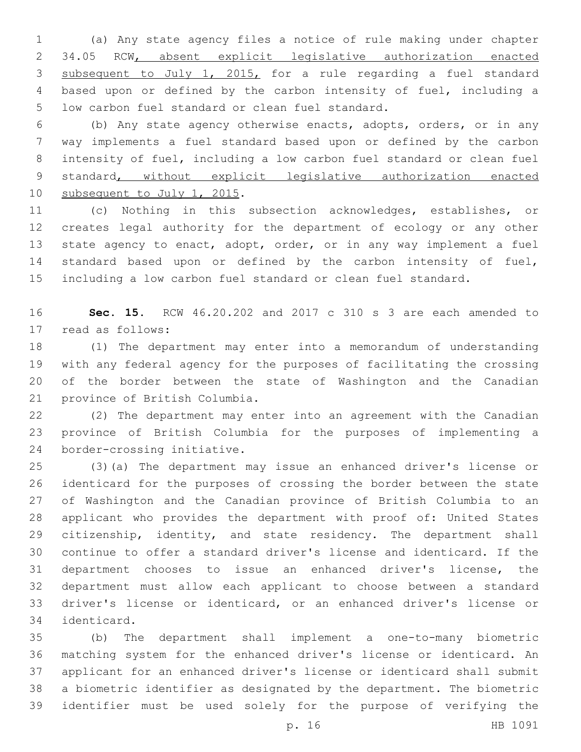(a) Any state agency files a notice of rule making under chapter 34.05 RCW, absent explicit legislative authorization enacted subsequent to July 1, 2015, for a rule regarding a fuel standard based upon or defined by the carbon intensity of fuel, including a low carbon fuel standard or clean fuel standard.

(b) Any state agency otherwise enacts, adopts, orders, or in any way implements a fuel standard based upon or defined by the carbon intensity of fuel, including a low carbon fuel standard or clean fuel standard, without explicit legislative authorization enacted subsequent to July 1, 2015.

(c) Nothing in this subsection acknowledges, establishes, or creates legal authority for the department of ecology or any other state agency to enact, adopt, order, or in any way implement a fuel standard based upon or defined by the carbon intensity of fuel, including a low carbon fuel standard or clean fuel standard.

**Sec. 15.** RCW 46.20.202 and 2017 c 310 s 3 are each amended to read as follows:

(1) The department may enter into a memorandum of understanding with any federal agency for the purposes of facilitating the crossing of the border between the state of Washington and the Canadian province of British Columbia.

(2) The department may enter into an agreement with the Canadian province of British Columbia for the purposes of implementing a border-crossing initiative.

(3)(a) The department may issue an enhanced driver's license or identicard for the purposes of crossing the border between the state of Washington and the Canadian province of British Columbia to an applicant who provides the department with proof of: United States citizenship, identity, and state residency. The department shall continue to offer a standard driver's license and identicard. If the department chooses to issue an enhanced driver's license, the department must allow each applicant to choose between a standard driver's license or identicard, or an enhanced driver's license or identicard.

(b) The department shall implement a one-to-many biometric matching system for the enhanced driver's license or identicard. An applicant for an enhanced driver's license or identicard shall submit a biometric identifier as designated by the department. The biometric identifier must be used solely for the purpose of verifying the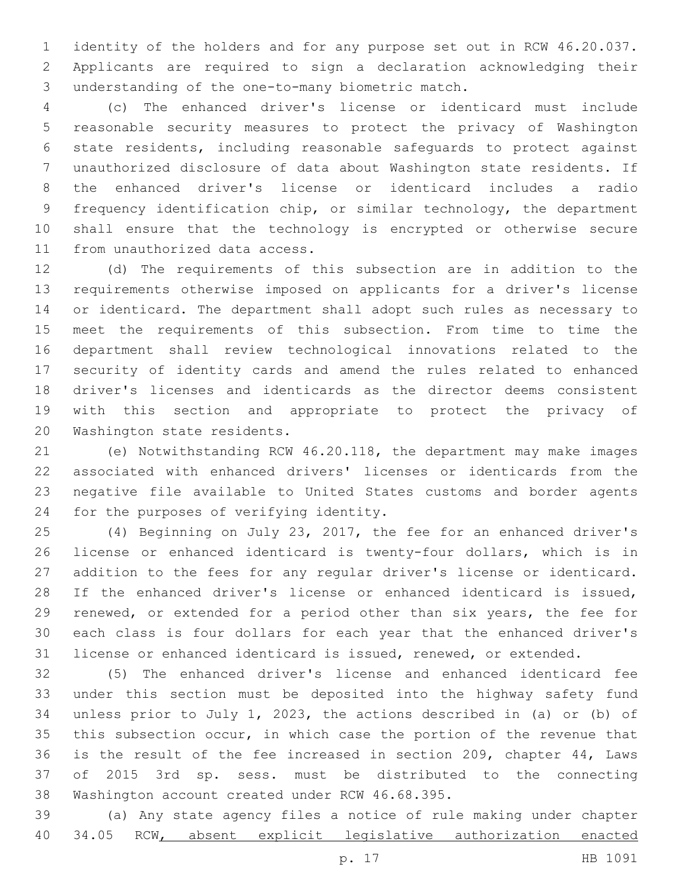identity of the holders and for any purpose set out in RCW 46.20.037. Applicants are required to sign a declaration acknowledging their understanding of the one-to-many biometric match.

(c) The enhanced driver's license or identicard must include reasonable security measures to protect the privacy of Washington state residents, including reasonable safeguards to protect against unauthorized disclosure of data about Washington state residents. If the enhanced driver's license or identicard includes a radio frequency identification chip, or similar technology, the department shall ensure that the technology is encrypted or otherwise secure from unauthorized data access.

(d) The requirements of this subsection are in addition to the requirements otherwise imposed on applicants for a driver's license or identicard. The department shall adopt such rules as necessary to meet the requirements of this subsection. From time to time the department shall review technological innovations related to the security of identity cards and amend the rules related to enhanced driver's licenses and identicards as the director deems consistent with this section and appropriate to protect the privacy of Washington state residents.

(e) Notwithstanding RCW 46.20.118, the department may make images associated with enhanced drivers' licenses or identicards from the negative file available to United States customs and border agents for the purposes of verifying identity.

(4) Beginning on July 23, 2017, the fee for an enhanced driver's license or enhanced identicard is twenty-four dollars, which is in addition to the fees for any regular driver's license or identicard. If the enhanced driver's license or enhanced identicard is issued, renewed, or extended for a period other than six years, the fee for each class is four dollars for each year that the enhanced driver's license or enhanced identicard is issued, renewed, or extended.

(5) The enhanced driver's license and enhanced identicard fee under this section must be deposited into the highway safety fund unless prior to July 1, 2023, the actions described in (a) or (b) of this subsection occur, in which case the portion of the revenue that is the result of the fee increased in section 209, chapter 44, Laws of 2015 3rd sp. sess. must be distributed to the connecting Washington account created under RCW 46.68.395.

(a) Any state agency files a notice of rule making under chapter 34.05 RCW<u>, absent explicit legislative authorization enacted</u>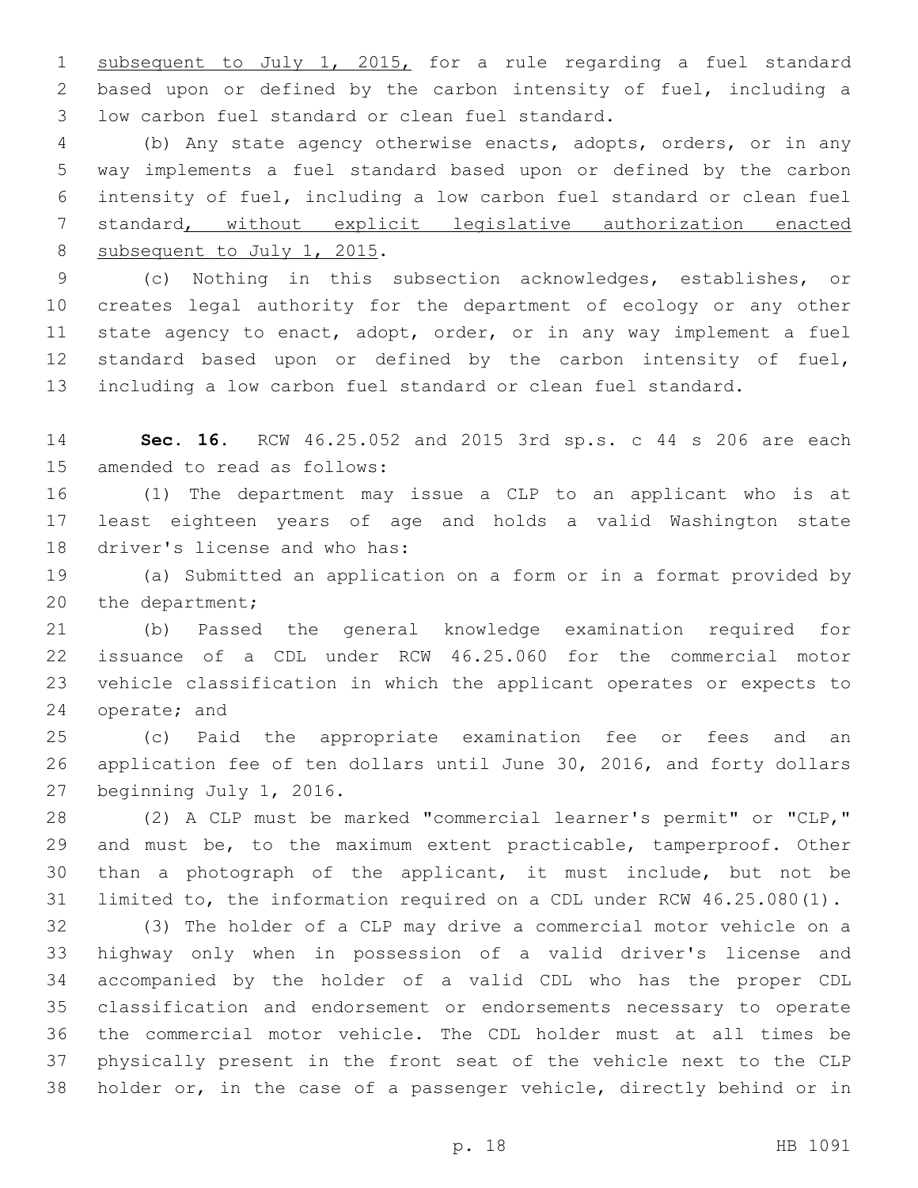subsequent to July 1, 2015, for a rule regarding a fuel standard based upon or defined by the carbon intensity of fuel, including a low carbon fuel standard or clean fuel standard.

(b) Any state agency otherwise enacts, adopts, orders, or in any way implements a fuel standard based upon or defined by the carbon intensity of fuel, including a low carbon fuel standard or clean fuel standard, without explicit legislative authorization enacted subsequent to July 1, 2015.

(c) Nothing in this subsection acknowledges, establishes, or creates legal authority for the department of ecology or any other state agency to enact, adopt, order, or in any way implement a fuel standard based upon or defined by the carbon intensity of fuel, including a low carbon fuel standard or clean fuel standard.

**Sec. 16.** RCW 46.25.052 and 2015 3rd sp.s. c 44 s 206 are each amended to read as follows:

(1) The department may issue a CLP to an applicant who is at least eighteen years of age and holds a valid Washington state driver's license and who has:

(a) Submitted an application on a form or in a format provided by the department;

(b) Passed the general knowledge examination required for issuance of a CDL under RCW 46.25.060 for the commercial motor vehicle classification in which the applicant operates or expects to operate; and

(c) Paid the appropriate examination fee or fees and an application fee of ten dollars until June 30, 2016, and forty dollars beginning July 1, 2016.

(2) A CLP must be marked "commercial learner's permit" or "CLP," and must be, to the maximum extent practicable, tamperproof. Other than a photograph of the applicant, it must include, but not be limited to, the information required on a CDL under RCW 46.25.080(1).

(3) The holder of a CLP may drive a commercial motor vehicle on a highway only when in possession of a valid driver's license and accompanied by the holder of a valid CDL who has the proper CDL classification and endorsement or endorsements necessary to operate the commercial motor vehicle. The CDL holder must at all times be physically present in the front seat of the vehicle next to the CLP holder or, in the case of a passenger vehicle, directly behind or in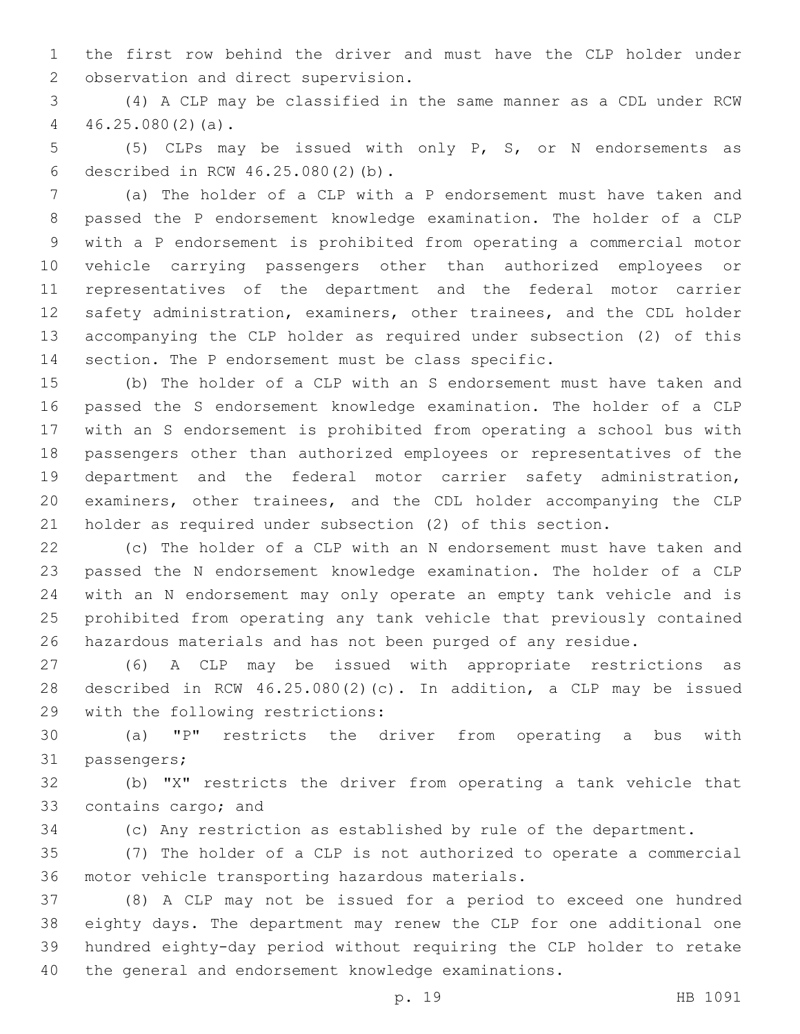the first row behind the driver and must have the CLP holder under observation and direct supervision.

(4) A CLP may be classified in the same manner as a CDL under RCW 46.25.080(2)(a).

(5) CLPs may be issued with only P, S, or N endorsements as described in RCW 46.25.080(2)(b).

(a) The holder of a CLP with a P endorsement must have taken and passed the P endorsement knowledge examination. The holder of a CLP with a P endorsement is prohibited from operating a commercial motor vehicle carrying passengers other than authorized employees or representatives of the department and the federal motor carrier safety administration, examiners, other trainees, and the CDL holder accompanying the CLP holder as required under subsection (2) of this section. The P endorsement must be class specific.

(b) The holder of a CLP with an S endorsement must have taken and passed the S endorsement knowledge examination. The holder of a CLP with an S endorsement is prohibited from operating a school bus with passengers other than authorized employees or representatives of the department and the federal motor carrier safety administration, examiners, other trainees, and the CDL holder accompanying the CLP holder as required under subsection (2) of this section.

(c) The holder of a CLP with an N endorsement must have taken and passed the N endorsement knowledge examination. The holder of a CLP with an N endorsement may only operate an empty tank vehicle and is prohibited from operating any tank vehicle that previously contained hazardous materials and has not been purged of any residue.

(6) A CLP may be issued with appropriate restrictions as described in RCW 46.25.080(2)(c). In addition, a CLP may be issued with the following restrictions:

(a) "P" restricts the driver from operating a bus with passengers;

(b) "X" restricts the driver from operating a tank vehicle that contains cargo; and

(c) Any restriction as established by rule of the department.

(7) The holder of a CLP is not authorized to operate a commercial motor vehicle transporting hazardous materials.

(8) A CLP may not be issued for a period to exceed one hundred eighty days. The department may renew the CLP for one additional one hundred eighty-day period without requiring the CLP holder to retake the general and endorsement knowledge examinations.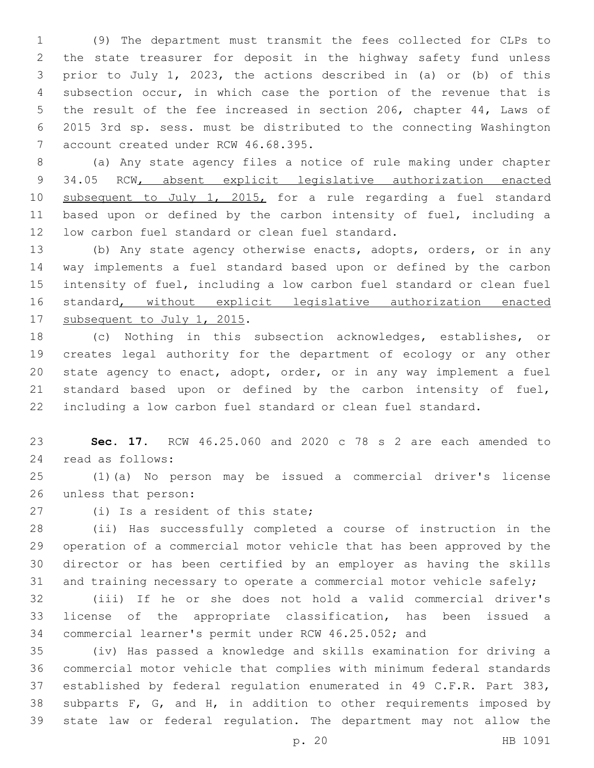(9) The department must transmit the fees collected for CLPs to the state treasurer for deposit in the highway safety fund unless prior to July 1, 2023, the actions described in (a) or (b) of this subsection occur, in which case the portion of the revenue that is the result of the fee increased in section 206, chapter 44, Laws of 2015 3rd sp. sess. must be distributed to the connecting Washington account created under RCW 46.68.395.

(a) Any state agency files a notice of rule making under chapter 34.05 RCW, absent explicit legislative authorization enacted subsequent to July 1, 2015, for a rule regarding a fuel standard based upon or defined by the carbon intensity of fuel, including a low carbon fuel standard or clean fuel standard.

(b) Any state agency otherwise enacts, adopts, orders, or in any way implements a fuel standard based upon or defined by the carbon intensity of fuel, including a low carbon fuel standard or clean fuel standard, without explicit legislative authorization enacted subsequent to July 1, 2015.

(c) Nothing in this subsection acknowledges, establishes, or creates legal authority for the department of ecology or any other state agency to enact, adopt, order, or in any way implement a fuel standard based upon or defined by the carbon intensity of fuel, including a low carbon fuel standard or clean fuel standard.

**Sec. 17.** RCW 46.25.060 and 2020 c 78 s 2 are each amended to read as follows:

(1)(a) No person may be issued a commercial driver's license unless that person:

(i) Is a resident of this state;

(ii) Has successfully completed a course of instruction in the operation of a commercial motor vehicle that has been approved by the director or has been certified by an employer as having the skills and training necessary to operate a commercial motor vehicle safely;

(iii) If he or she does not hold a valid commercial driver's license of the appropriate classification, has been issued a commercial learner's permit under RCW 46.25.052; and

(iv) Has passed a knowledge and skills examination for driving a commercial motor vehicle that complies with minimum federal standards established by federal regulation enumerated in 49 C.F.R. Part 383, subparts F, G, and H, in addition to other requirements imposed by state law or federal regulation. The department may not allow the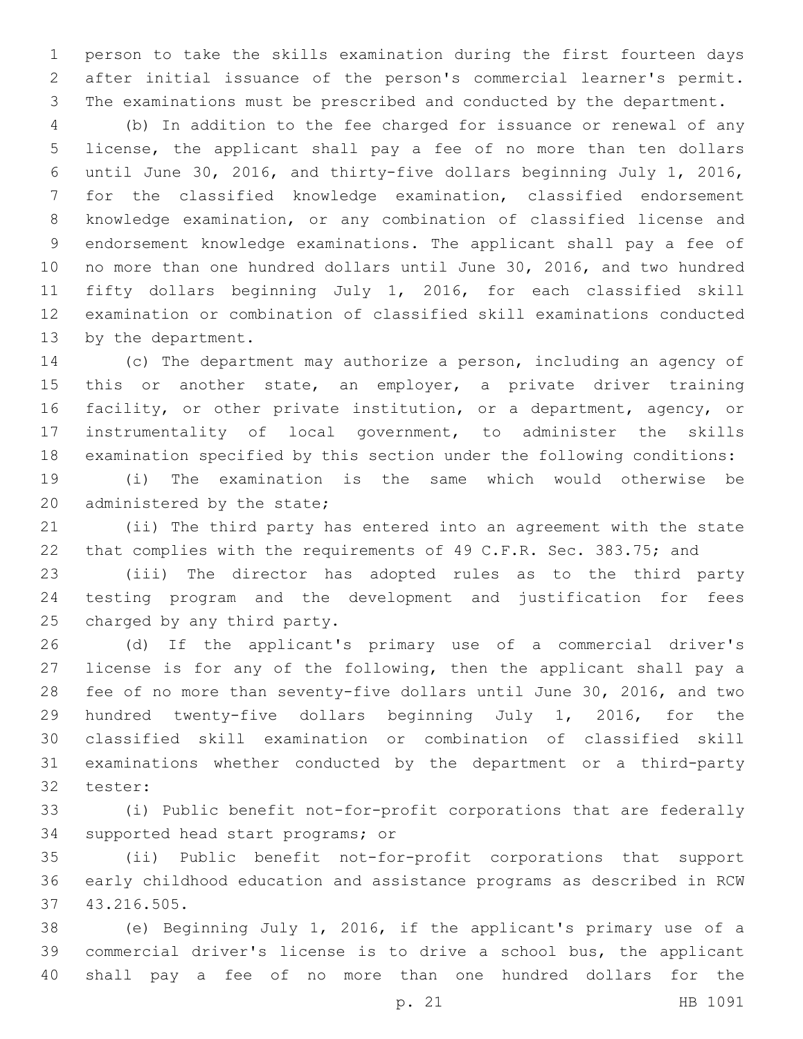person to take the skills examination during the first fourteen days after initial issuance of the person's commercial learner's permit. The examinations must be prescribed and conducted by the department.

(b) In addition to the fee charged for issuance or renewal of any license, the applicant shall pay a fee of no more than ten dollars until June 30, 2016, and thirty-five dollars beginning July 1, 2016, for the classified knowledge examination, classified endorsement knowledge examination, or any combination of classified license and endorsement knowledge examinations. The applicant shall pay a fee of no more than one hundred dollars until June 30, 2016, and two hundred fifty dollars beginning July 1, 2016, for each classified skill examination or combination of classified skill examinations conducted by the department.

(c) The department may authorize a person, including an agency of this or another state, an employer, a private driver training facility, or other private institution, or a department, agency, or instrumentality of local government, to administer the skills examination specified by this section under the following conditions:

(i) The examination is the same which would otherwise be administered by the state;

(ii) The third party has entered into an agreement with the state that complies with the requirements of 49 C.F.R. Sec. 383.75; and

(iii) The director has adopted rules as to the third party testing program and the development and justification for fees charged by any third party.

(d) If the applicant's primary use of a commercial driver's license is for any of the following, then the applicant shall pay a fee of no more than seventy-five dollars until June 30, 2016, and two hundred twenty-five dollars beginning July 1, 2016, for the classified skill examination or combination of classified skill examinations whether conducted by the department or a third-party tester:

(i) Public benefit not-for-profit corporations that are federally supported head start programs; or

(ii) Public benefit not-for-profit corporations that support early childhood education and assistance programs as described in RCW 43.216.505.

(e) Beginning July 1, 2016, if the applicant's primary use of a commercial driver's license is to drive a school bus, the applicant shall pay a fee of no more than one hundred dollars for the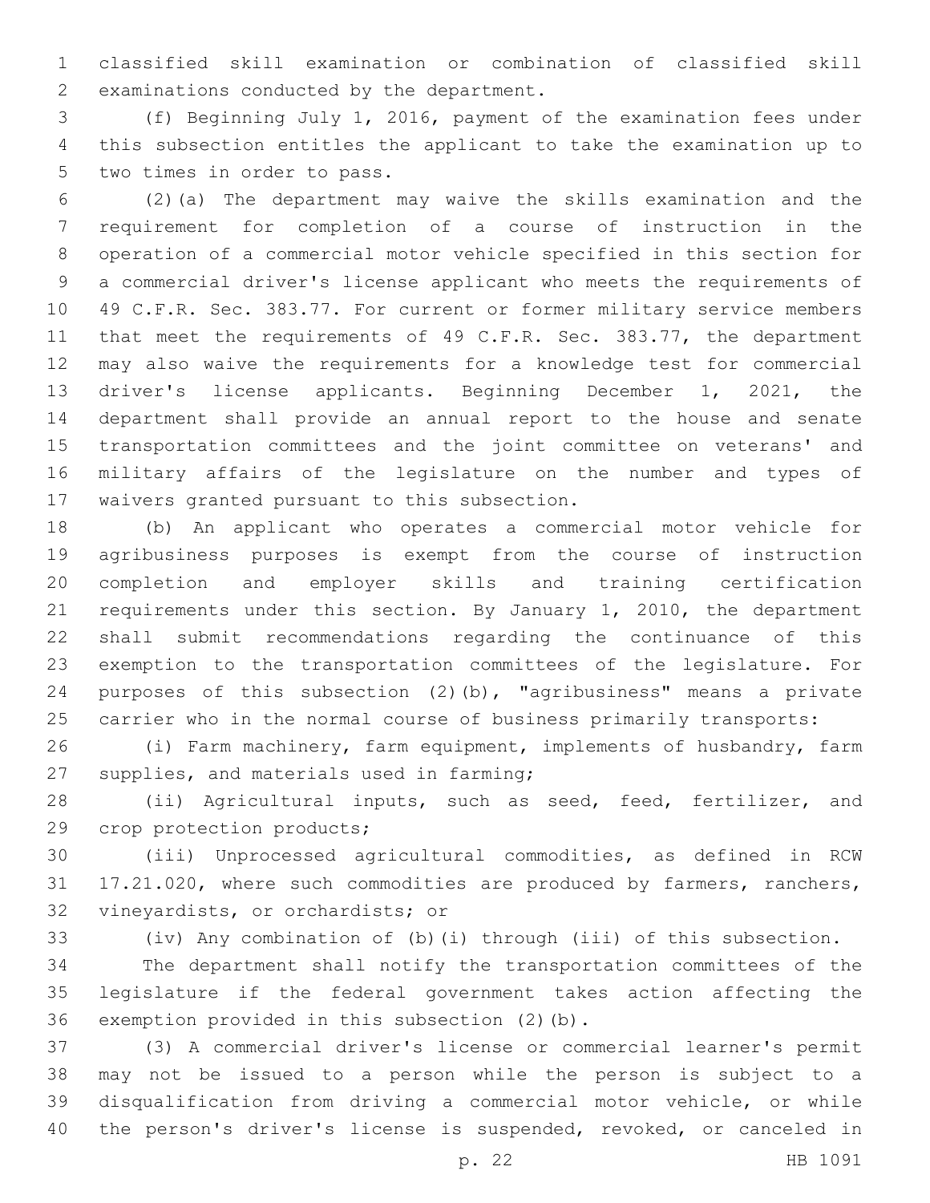classified skill examination or combination of classified skill examinations conducted by the department.

(f) Beginning July 1, 2016, payment of the examination fees under this subsection entitles the applicant to take the examination up to two times in order to pass.

(2)(a) The department may waive the skills examination and the requirement for completion of a course of instruction in the operation of a commercial motor vehicle specified in this section for a commercial driver's license applicant who meets the requirements of 49 C.F.R. Sec. 383.77. For current or former military service members that meet the requirements of 49 C.F.R. Sec. 383.77, the department may also waive the requirements for a knowledge test for commercial driver's license applicants. Beginning December 1, 2021, the department shall provide an annual report to the house and senate transportation committees and the joint committee on veterans' and military affairs of the legislature on the number and types of waivers granted pursuant to this subsection.

(b) An applicant who operates a commercial motor vehicle for agribusiness purposes is exempt from the course of instruction completion and employer skills and training certification requirements under this section. By January 1, 2010, the department shall submit recommendations regarding the continuance of this exemption to the transportation committees of the legislature. For purposes of this subsection (2)(b), "agribusiness" means a private carrier who in the normal course of business primarily transports:

(i) Farm machinery, farm equipment, implements of husbandry, farm supplies, and materials used in farming;

(ii) Agricultural inputs, such as seed, feed, fertilizer, and crop protection products;

(iii) Unprocessed agricultural commodities, as defined in RCW 17.21.020, where such commodities are produced by farmers, ranchers, vineyardists, or orchardists; or

(iv) Any combination of (b)(i) through (iii) of this subsection.

The department shall notify the transportation committees of the legislature if the federal government takes action affecting the exemption provided in this subsection (2)(b).

(3) A commercial driver's license or commercial learner's permit may not be issued to a person while the person is subject to a disqualification from driving a commercial motor vehicle, or while the person's driver's license is suspended, revoked, or canceled in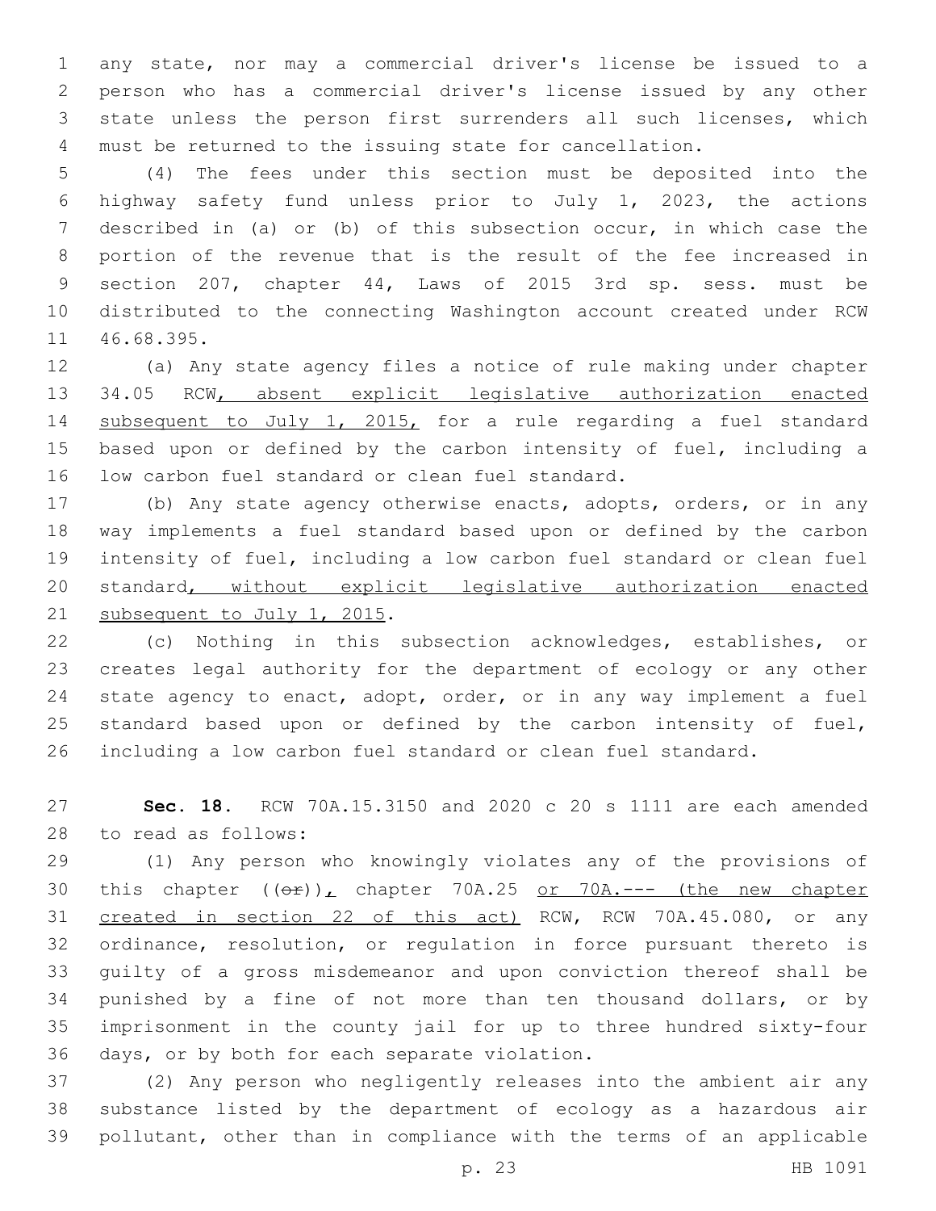any state, nor may a commercial driver's license be issued to a person who has a commercial driver's license issued by any other state unless the person first surrenders all such licenses, which must be returned to the issuing state for cancellation.

(4) The fees under this section must be deposited into the highway safety fund unless prior to July 1, 2023, the actions described in (a) or (b) of this subsection occur, in which case the portion of the revenue that is the result of the fee increased in section 207, chapter 44, Laws of 2015 3rd sp. sess. must be distributed to the connecting Washington account created under RCW 46.68.395.

(a) Any state agency files a notice of rule making under chapter 34.05 RCW, absent explicit legislative authorization enacted subsequent to July 1, 2015, for a rule regarding a fuel standard based upon or defined by the carbon intensity of fuel, including a low carbon fuel standard or clean fuel standard.

(b) Any state agency otherwise enacts, adopts, orders, or in any way implements a fuel standard based upon or defined by the carbon intensity of fuel, including a low carbon fuel standard or clean fuel standard, without explicit legislative authorization enacted subsequent to July 1, 2015.

(c) Nothing in this subsection acknowledges, establishes, or creates legal authority for the department of ecology or any other state agency to enact, adopt, order, or in any way implement a fuel standard based upon or defined by the carbon intensity of fuel, including a low carbon fuel standard or clean fuel standard.

**Sec. 18.** RCW 70A.15.3150 and 2020 c 20 s 1111 are each amended to read as follows:

(1) Any person who knowingly violates any of the provisions of this chapter ((~~or~~)), chapter 70A.25 or 70A.--- (the new chapter created in section 22 of this act) RCW, RCW 70A.45.080, or any ordinance, resolution, or regulation in force pursuant thereto is guilty of a gross misdemeanor and upon conviction thereof shall be punished by a fine of not more than ten thousand dollars, or by imprisonment in the county jail for up to three hundred sixty-four days, or by both for each separate violation.

(2) Any person who negligently releases into the ambient air any substance listed by the department of ecology as a hazardous air pollutant, other than in compliance with the terms of an applicable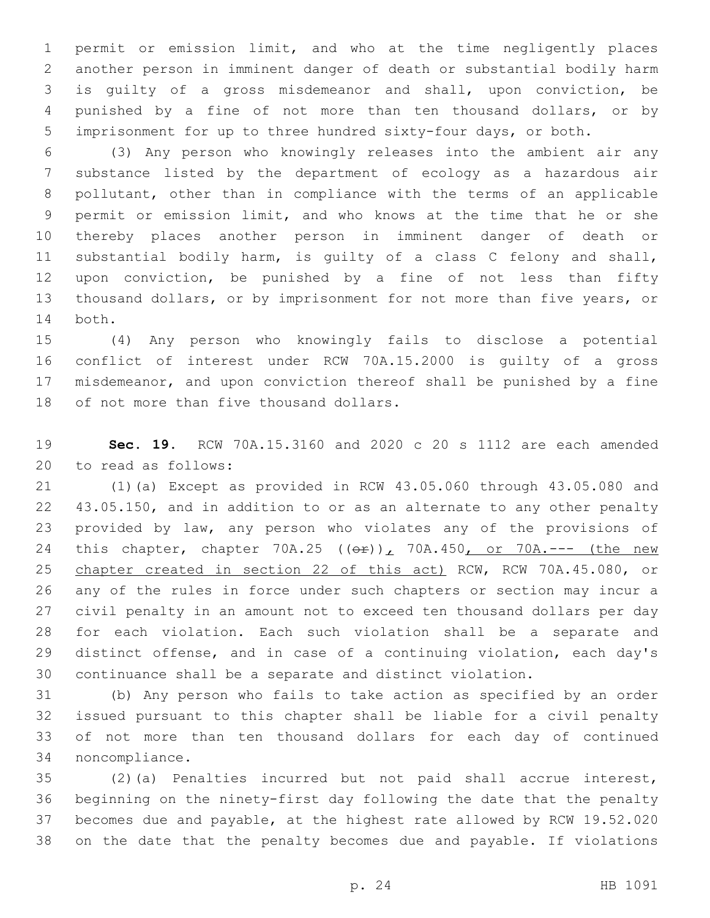permit or emission limit, and who at the time negligently places another person in imminent danger of death or substantial bodily harm is guilty of a gross misdemeanor and shall, upon conviction, be punished by a fine of not more than ten thousand dollars, or by imprisonment for up to three hundred sixty-four days, or both.

(3) Any person who knowingly releases into the ambient air any substance listed by the department of ecology as a hazardous air pollutant, other than in compliance with the terms of an applicable permit or emission limit, and who knows at the time that he or she thereby places another person in imminent danger of death or substantial bodily harm, is guilty of a class C felony and shall, upon conviction, be punished by a fine of not less than fifty thousand dollars, or by imprisonment for not more than five years, or both.

(4) Any person who knowingly fails to disclose a potential conflict of interest under RCW 70A.15.2000 is guilty of a gross misdemeanor, and upon conviction thereof shall be punished by a fine of not more than five thousand dollars.

**Sec. 19.** RCW 70A.15.3160 and 2020 c 20 s 1112 are each amended to read as follows:

(1)(a) Except as provided in RCW 43.05.060 through 43.05.080 and 43.05.150, and in addition to or as an alternate to any other penalty provided by law, any person who violates any of the provisions of this chapter, chapter 70A.25 ((~~or~~))<u>,</u> 70A.450<u>, or 70A.--- (the new chapter created in section 22 of this act)</u> RCW, RCW 70A.45.080, or any of the rules in force under such chapters or section may incur a civil penalty in an amount not to exceed ten thousand dollars per day for each violation. Each such violation shall be a separate and distinct offense, and in case of a continuing violation, each day's continuance shall be a separate and distinct violation.

(b) Any person who fails to take action as specified by an order issued pursuant to this chapter shall be liable for a civil penalty of not more than ten thousand dollars for each day of continued noncompliance.

(2)(a) Penalties incurred but not paid shall accrue interest, beginning on the ninety-first day following the date that the penalty becomes due and payable, at the highest rate allowed by RCW 19.52.020 on the date that the penalty becomes due and payable. If violations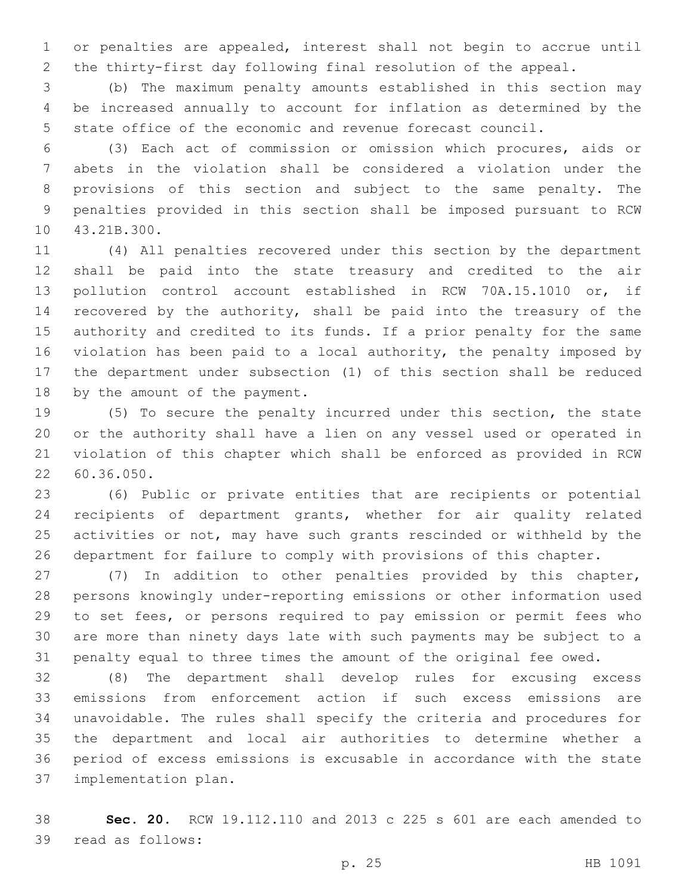or penalties are appealed, interest shall not begin to accrue until the thirty-first day following final resolution of the appeal.

(b) The maximum penalty amounts established in this section may be increased annually to account for inflation as determined by the state office of the economic and revenue forecast council.

(3) Each act of commission or omission which procures, aids or abets in the violation shall be considered a violation under the provisions of this section and subject to the same penalty. The penalties provided in this section shall be imposed pursuant to RCW 43.21B.300.

(4) All penalties recovered under this section by the department shall be paid into the state treasury and credited to the air pollution control account established in RCW 70A.15.1010 or, if recovered by the authority, shall be paid into the treasury of the authority and credited to its funds. If a prior penalty for the same violation has been paid to a local authority, the penalty imposed by the department under subsection (1) of this section shall be reduced by the amount of the payment.

(5) To secure the penalty incurred under this section, the state or the authority shall have a lien on any vessel used or operated in violation of this chapter which shall be enforced as provided in RCW 60.36.050.

(6) Public or private entities that are recipients or potential recipients of department grants, whether for air quality related activities or not, may have such grants rescinded or withheld by the department for failure to comply with provisions of this chapter.

(7) In addition to other penalties provided by this chapter, persons knowingly under-reporting emissions or other information used to set fees, or persons required to pay emission or permit fees who are more than ninety days late with such payments may be subject to a penalty equal to three times the amount of the original fee owed.

(8) The department shall develop rules for excusing excess emissions from enforcement action if such excess emissions are unavoidable. The rules shall specify the criteria and procedures for the department and local air authorities to determine whether a period of excess emissions is excusable in accordance with the state implementation plan.

**Sec. 20.** RCW 19.112.110 and 2013 c 225 s 601 are each amended to read as follows: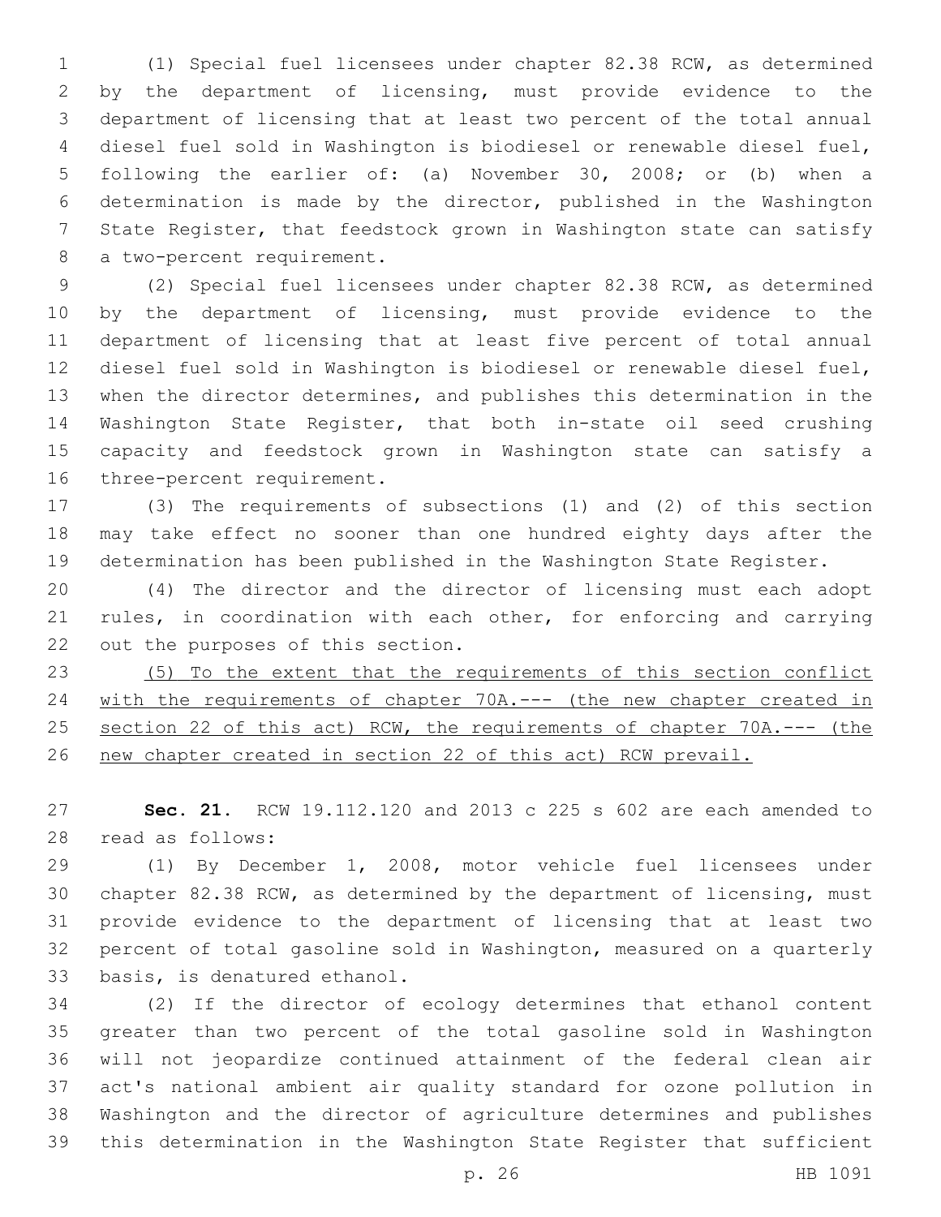(1) Special fuel licensees under chapter 82.38 RCW, as determined by the department of licensing, must provide evidence to the department of licensing that at least two percent of the total annual diesel fuel sold in Washington is biodiesel or renewable diesel fuel, following the earlier of: (a) November 30, 2008; or (b) when a determination is made by the director, published in the Washington State Register, that feedstock grown in Washington state can satisfy a two-percent requirement.

(2) Special fuel licensees under chapter 82.38 RCW, as determined by the department of licensing, must provide evidence to the department of licensing that at least five percent of total annual diesel fuel sold in Washington is biodiesel or renewable diesel fuel, when the director determines, and publishes this determination in the Washington State Register, that both in-state oil seed crushing capacity and feedstock grown in Washington state can satisfy a three-percent requirement.

(3) The requirements of subsections (1) and (2) of this section may take effect no sooner than one hundred eighty days after the determination has been published in the Washington State Register.

(4) The director and the director of licensing must each adopt rules, in coordination with each other, for enforcing and carrying out the purposes of this section.

<u>(5) To the extent that the requirements of this section conflict with the requirements of chapter 70A.--- (the new chapter created in section 22 of this act) RCW, the requirements of chapter 70A.--- (the new chapter created in section 22 of this act) RCW prevail.</u>

**Sec. 21.** RCW 19.112.120 and 2013 c 225 s 602 are each amended to read as follows:

(1) By December 1, 2008, motor vehicle fuel licensees under chapter 82.38 RCW, as determined by the department of licensing, must provide evidence to the department of licensing that at least two percent of total gasoline sold in Washington, measured on a quarterly basis, is denatured ethanol.

(2) If the director of ecology determines that ethanol content greater than two percent of the total gasoline sold in Washington will not jeopardize continued attainment of the federal clean air act's national ambient air quality standard for ozone pollution in Washington and the director of agriculture determines and publishes this determination in the Washington State Register that sufficient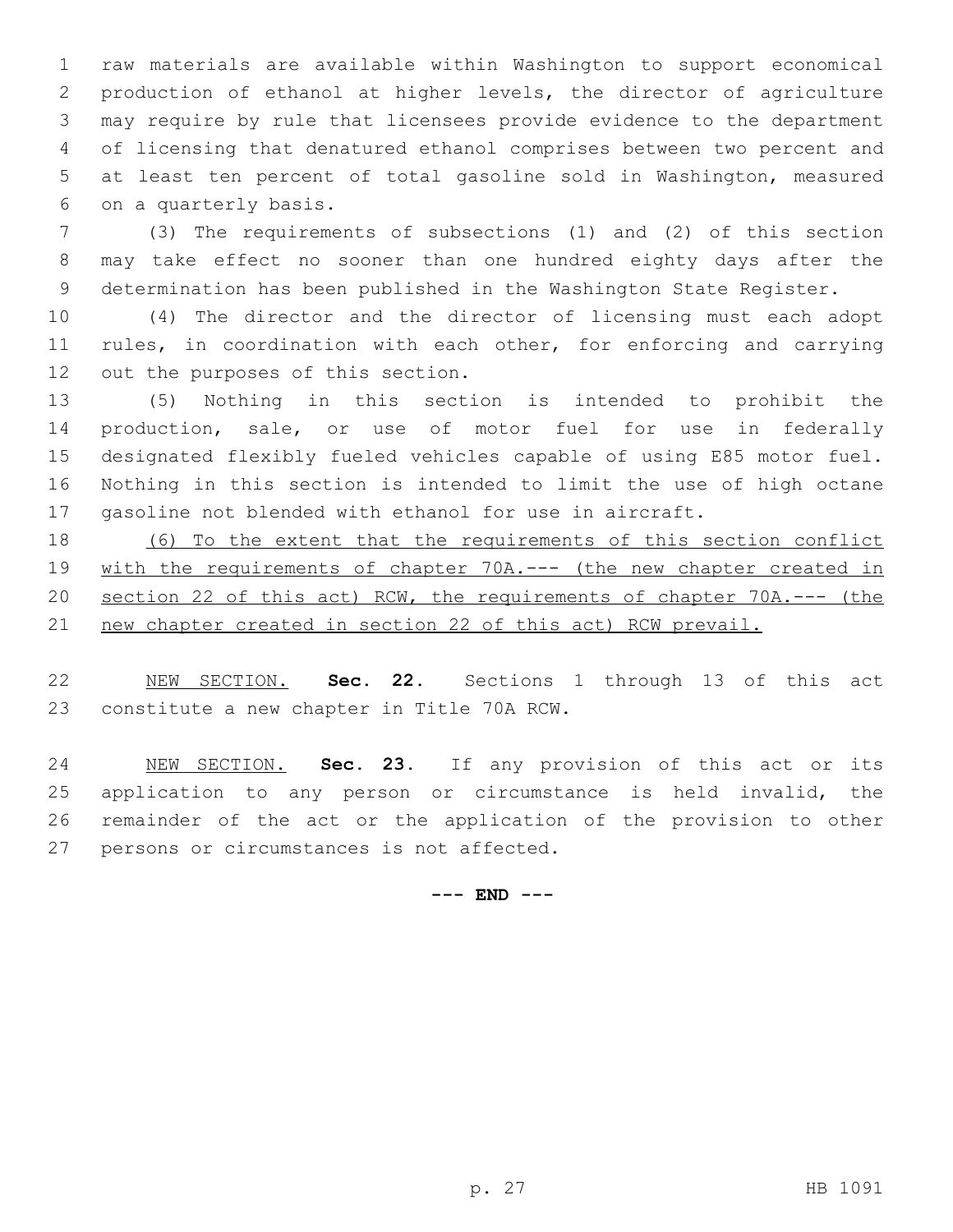raw materials are available within Washington to support economical production of ethanol at higher levels, the director of agriculture may require by rule that licensees provide evidence to the department of licensing that denatured ethanol comprises between two percent and at least ten percent of total gasoline sold in Washington, measured on a quarterly basis.

(3) The requirements of subsections (1) and (2) of this section may take effect no sooner than one hundred eighty days after the determination has been published in the Washington State Register.

(4) The director and the director of licensing must each adopt rules, in coordination with each other, for enforcing and carrying out the purposes of this section.

(5) Nothing in this section is intended to prohibit the production, sale, or use of motor fuel for use in federally designated flexibly fueled vehicles capable of using E85 motor fuel. Nothing in this section is intended to limit the use of high octane gasoline not blended with ethanol for use in aircraft.

<u>(6) To the extent that the requirements of this section conflict with the requirements of chapter 70A.--- (the new chapter created in section 22 of this act) RCW, the requirements of chapter 70A.--- (the new chapter created in section 22 of this act) RCW prevail.</u>

<u>NEW SECTION.</u> **Sec. 22.** Sections 1 through 13 of this act constitute a new chapter in Title 70A RCW.

<u>NEW SECTION.</u> **Sec. 23.** If any provision of this act or its application to any person or circumstance is held invalid, the remainder of the act or the application of the provision to other persons or circumstances is not affected.

**--- END ---**